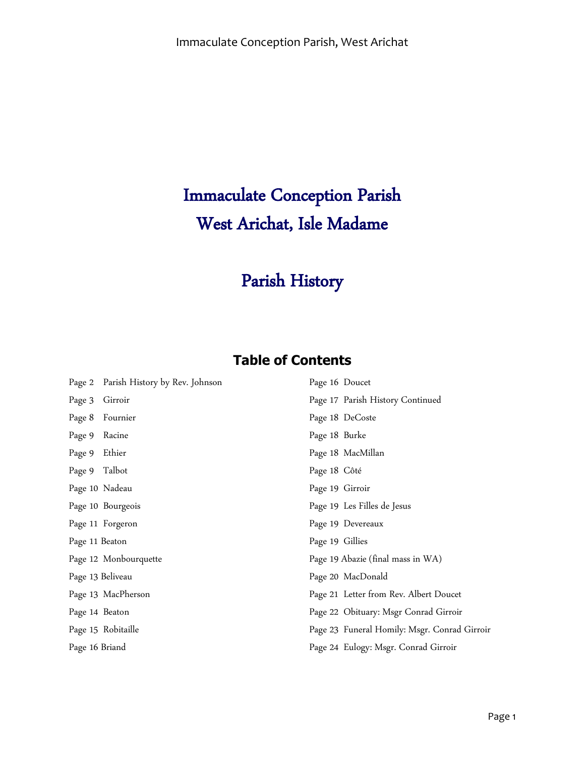# Immaculate Conception Parish
# West Arichat, Isle Madame

## Parish History

### Table of Contents

Page 2 Parish History by Rev. Johnson
Page 3 Girroir
Page 8 Fournier
Page 9 Racine
Page 9 Ethier
Page 9 Talbot
Page 10 Nadeau
Page 10 Bourgeois
Page 11 Forgeron
Page 11 Beaton
Page 12 Monbourquette
Page 13 Beliveau
Page 13 MacPherson
Page 14 Beaton
Page 15 Robitaille
Page 16 Briand
Page 16 Doucet
Page 17 Parish History Continued
Page 18 DeCoste
Page 18 Burke
Page 18 MacMillan
Page 18 Côté
Page 19 Girroir
Page 19 Les Filles de Jesus
Page 19 Devereaux
Page 19 Gillies
Page 19 Abazie (final mass in WA)
Page 20 MacDonald
Page 21 Letter from Rev. Albert Doucet
Page 22 Obituary: Msgr Conrad Girroir
Page 23 Funeral Homily: Msgr. Conrad Girroir
Page 24 Eulogy: Msgr. Conrad Girroir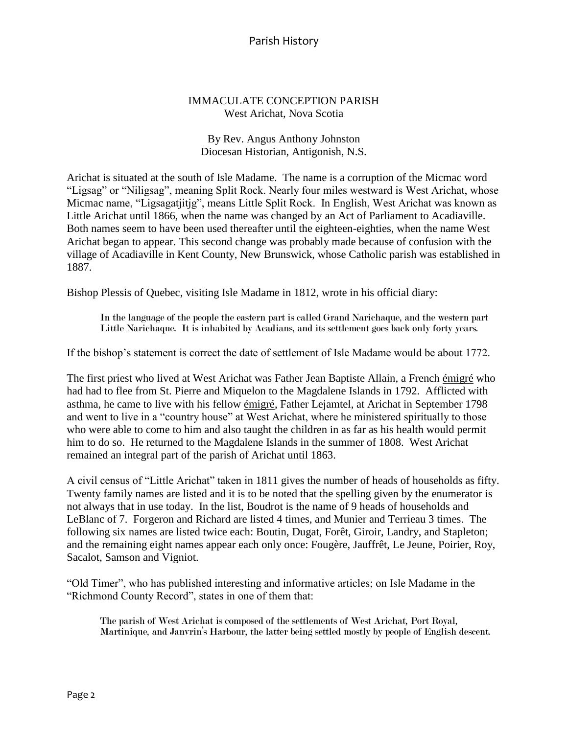IMMACULATE CONCEPTION PARISH
West Arichat, Nova Scotia

By Rev. Angus Anthony Johnston
Diocesan Historian, Antigonish, N.S.

Arichat is situated at the south of Isle Madame. The name is a corruption of the Micmac word "Ligsag" or "Niligsag", meaning Split Rock. Nearly four miles westward is West Arichat, whose Micmac name, "Ligsagatjitjg", means Little Split Rock. In English, West Arichat was known as Little Arichat until 1866, when the name was changed by an Act of Parliament to Acadiaville. Both names seem to have been used thereafter until the eighteen-eighties, when the name West Arichat began to appear. This second change was probably made because of confusion with the village of Acadiaville in Kent County, New Brunswick, whose Catholic parish was established in 1887.

Bishop Plessis of Quebec, visiting Isle Madame in 1812, wrote in his official diary:

> In the language of the people the eastern part is called Grand Narichaque, and the western part Little Narichaque. It is inhabited by Acadians, and its settlement goes back only forty years.

If the bishop's statement is correct the date of settlement of Isle Madame would be about 1772.

The first priest who lived at West Arichat was Father Jean Baptiste Allain, a French émigré who had had to flee from St. Pierre and Miquelon to the Magdalene Islands in 1792. Afflicted with asthma, he came to live with his fellow émigré, Father Lejamtel, at Arichat in September 1798 and went to live in a "country house" at West Arichat, where he ministered spiritually to those who were able to come to him and also taught the children in as far as his health would permit him to do so. He returned to the Magdalene Islands in the summer of 1808. West Arichat remained an integral part of the parish of Arichat until 1863.

A civil census of "Little Arichat" taken in 1811 gives the number of heads of households as fifty. Twenty family names are listed and it is to be noted that the spelling given by the enumerator is not always that in use today. In the list, Boudrot is the name of 9 heads of households and LeBlanc of 7. Forgeron and Richard are listed 4 times, and Munier and Terrieau 3 times. The following six names are listed twice each: Boutin, Dugat, Forêt, Giroir, Landry, and Stapleton; and the remaining eight names appear each only once: Fougère, Jauffrêt, Le Jeune, Poirier, Roy, Sacalot, Samson and Vigniot.

"Old Timer", who has published interesting and informative articles; on Isle Madame in the "Richmond County Record", states in one of them that:

> The parish of West Arichat is composed of the settlements of West Arichat, Port Royal, Martinique, and Janvrin's Harbour, the latter being settled mostly by people of English descent.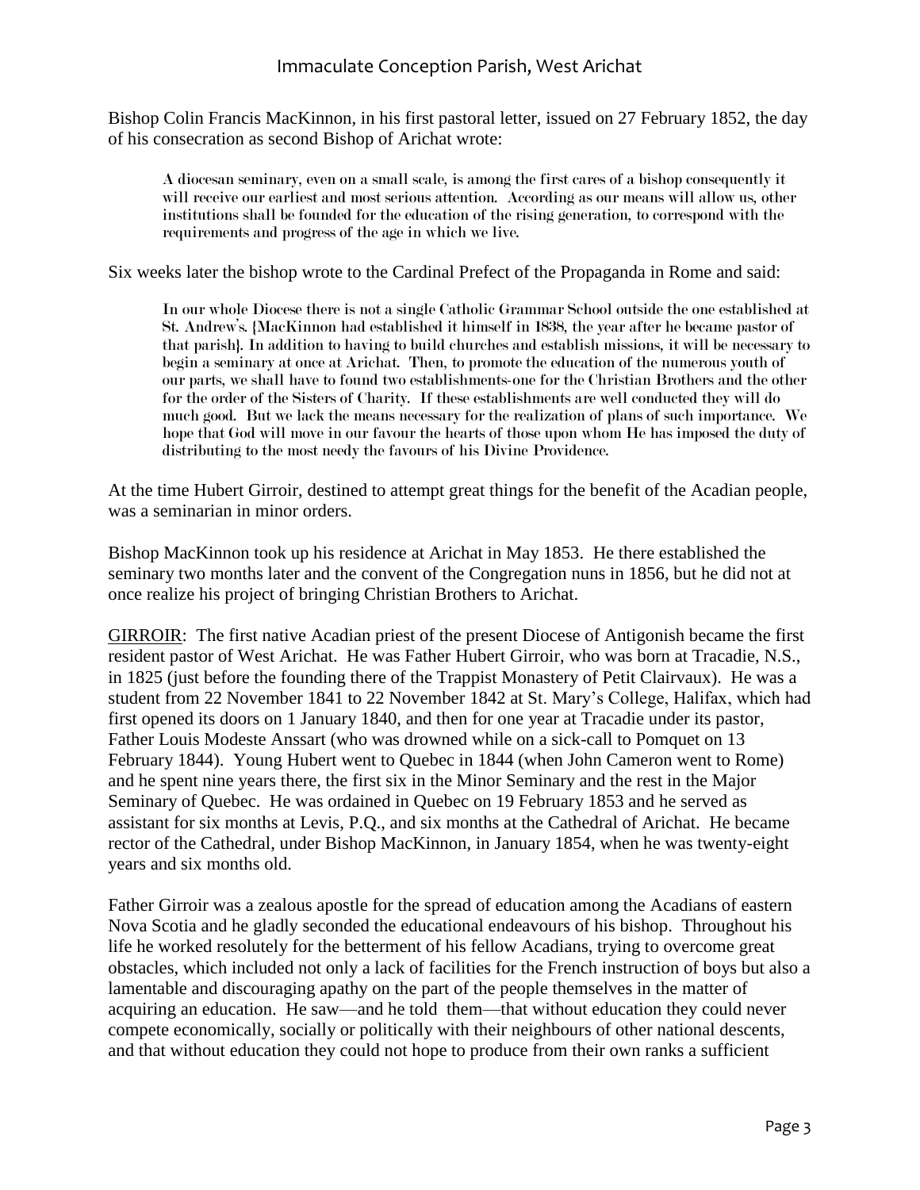Bishop Colin Francis MacKinnon, in his first pastoral letter, issued on 27 February 1852, the day of his consecration as second Bishop of Arichat wrote:

> A diocesan seminary, even on a small scale, is among the first cares of a bishop consequently it will receive our earliest and most serious attention. According as our means will allow us, other institutions shall be founded for the education of the rising generation, to correspond with the requirements and progress of the age in which we live.

Six weeks later the bishop wrote to the Cardinal Prefect of the Propaganda in Rome and said:

> In our whole Diocese there is not a single Catholic Grammar School outside the one established at St. Andrew's. {MacKinnon had established it himself in 1838, the year after he became pastor of that parish}. In addition to having to build churches and establish missions, it will be necessary to begin a seminary at once at Arichat. Then, to promote the education of the numerous youth of our parts, we shall have to found two establishments-one for the Christian Brothers and the other for the order of the Sisters of Charity. If these establishments are well conducted they will do much good. But we lack the means necessary for the realization of plans of such importance. We hope that God will move in our favour the hearts of those upon whom He has imposed the duty of distributing to the most needy the favours of his Divine Providence.

At the time Hubert Girroir, destined to attempt great things for the benefit of the Acadian people, was a seminarian in minor orders.

Bishop MacKinnon took up his residence at Arichat in May 1853. He there established the seminary two months later and the convent of the Congregation nuns in 1856, but he did not at once realize his project of bringing Christian Brothers to Arichat.

<u>GIRROIR</u>: The first native Acadian priest of the present Diocese of Antigonish became the first resident pastor of West Arichat. He was Father Hubert Girroir, who was born at Tracadie, N.S., in 1825 (just before the founding there of the Trappist Monastery of Petit Clairvaux). He was a student from 22 November 1841 to 22 November 1842 at St. Mary's College, Halifax, which had first opened its doors on 1 January 1840, and then for one year at Tracadie under its pastor, Father Louis Modeste Anssart (who was drowned while on a sick-call to Pomquet on 13 February 1844). Young Hubert went to Quebec in 1844 (when John Cameron went to Rome) and he spent nine years there, the first six in the Minor Seminary and the rest in the Major Seminary of Quebec. He was ordained in Quebec on 19 February 1853 and he served as assistant for six months at Levis, P.Q., and six months at the Cathedral of Arichat. He became rector of the Cathedral, under Bishop MacKinnon, in January 1854, when he was twenty-eight years and six months old.

Father Girroir was a zealous apostle for the spread of education among the Acadians of eastern Nova Scotia and he gladly seconded the educational endeavours of his bishop. Throughout his life he worked resolutely for the betterment of his fellow Acadians, trying to overcome great obstacles, which included not only a lack of facilities for the French instruction of boys but also a lamentable and discouraging apathy on the part of the people themselves in the matter of acquiring an education. He saw—and he told them—that without education they could never compete economically, socially or politically with their neighbours of other national descents, and that without education they could not hope to produce from their own ranks a sufficient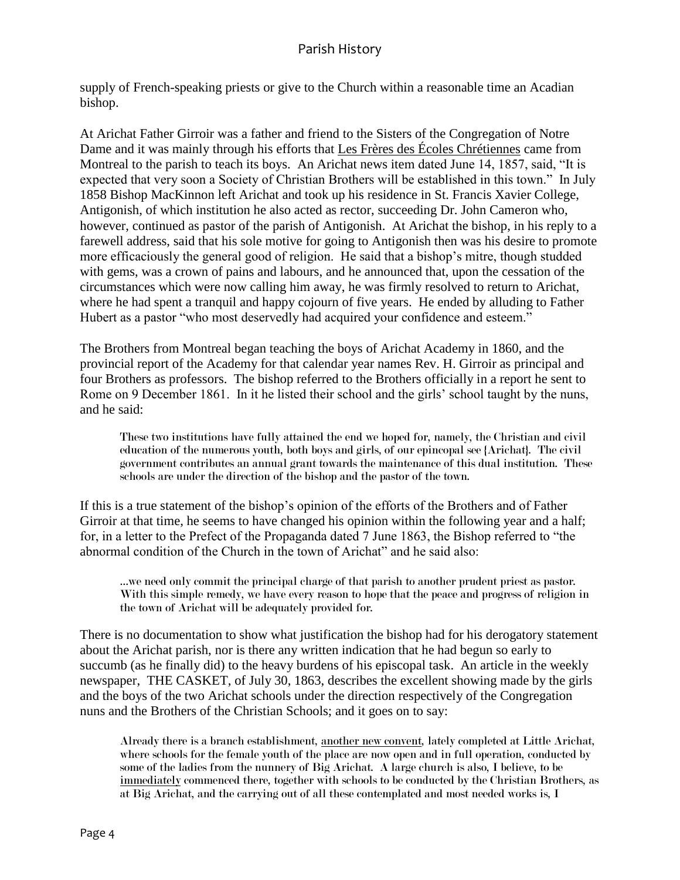supply of French-speaking priests or give to the Church within a reasonable time an Acadian bishop.

At Arichat Father Girroir was a father and friend to the Sisters of the Congregation of Notre Dame and it was mainly through his efforts that <u>Les Frères des Écoles Chrétiennes</u> came from Montreal to the parish to teach its boys. An Arichat news item dated June 14, 1857, said, "It is expected that very soon a Society of Christian Brothers will be established in this town." In July 1858 Bishop MacKinnon left Arichat and took up his residence in St. Francis Xavier College, Antigonish, of which institution he also acted as rector, succeeding Dr. John Cameron who, however, continued as pastor of the parish of Antigonish. At Arichat the bishop, in his reply to a farewell address, said that his sole motive for going to Antigonish then was his desire to promote more efficaciously the general good of religion. He said that a bishop's mitre, though studded with gems, was a crown of pains and labours, and he announced that, upon the cessation of the circumstances which were now calling him away, he was firmly resolved to return to Arichat, where he had spent a tranquil and happy cojourn of five years. He ended by alluding to Father Hubert as a pastor "who most deservedly had acquired your confidence and esteem."

The Brothers from Montreal began teaching the boys of Arichat Academy in 1860, and the provincial report of the Academy for that calendar year names Rev. H. Girroir as principal and four Brothers as professors. The bishop referred to the Brothers officially in a report he sent to Rome on 9 December 1861. In it he listed their school and the girls' school taught by the nuns, and he said:

> These two institutions have fully attained the end we hoped for, namely, the Christian and civil education of the numerous youth, both boys and girls, of our epincopal see {Arichat}. The civil government contributes an annual grant towards the maintenance of this dual institution. These schools are under the direction of the bishop and the pastor of the town.

If this is a true statement of the bishop's opinion of the efforts of the Brothers and of Father Girroir at that time, he seems to have changed his opinion within the following year and a half; for, in a letter to the Prefect of the Propaganda dated 7 June 1863, the Bishop referred to "the abnormal condition of the Church in the town of Arichat" and he said also:

> ...we need only commit the principal charge of that parish to another prudent priest as pastor. With this simple remedy, we have every reason to hope that the peace and progress of religion in the town of Arichat will be adequately provided for.

There is no documentation to show what justification the bishop had for his derogatory statement about the Arichat parish, nor is there any written indication that he had begun so early to succumb (as he finally did) to the heavy burdens of his episcopal task. An article in the weekly newspaper, THE CASKET, of July 30, 1863, describes the excellent showing made by the girls and the boys of the two Arichat schools under the direction respectively of the Congregation nuns and the Brothers of the Christian Schools; and it goes on to say:

> Already there is a branch establishment, <u>another new convent</u>, lately completed at Little Arichat, where schools for the female youth of the place are now open and in full operation, conducted by some of the ladies from the nunnery of Big Arichat. A large church is also, I believe, to be <u>immediately</u> commenced there, together with schools to be conducted by the Christian Brothers, as at Big Arichat, and the carrying out of all these contemplated and most needed works is, I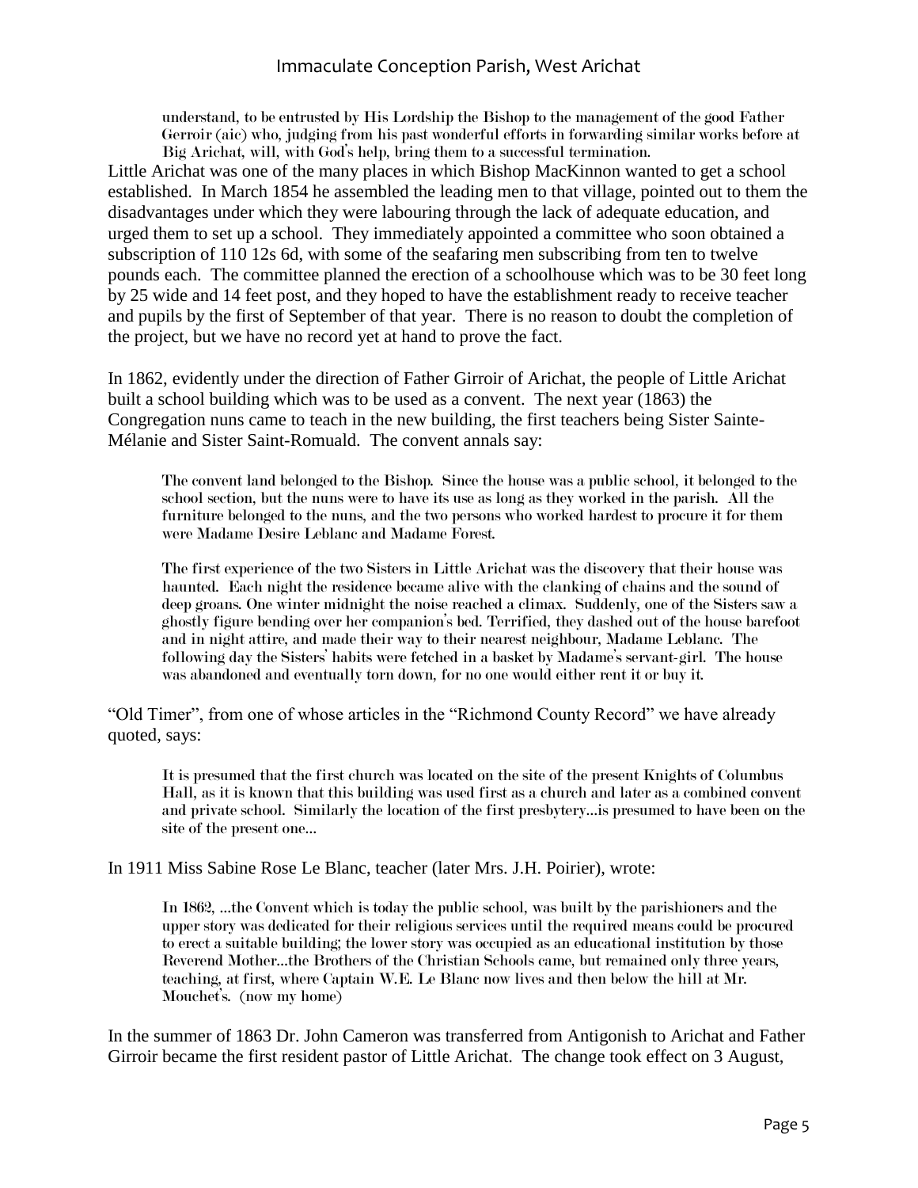> understand, to be entrusted by His Lordship the Bishop to the management of the good Father Gerroir (aic) who, judging from his past wonderful efforts in forwarding similar works before at Big Arichat, will, with God's help, bring them to a successful termination.

Little Arichat was one of the many places in which Bishop MacKinnon wanted to get a school established. In March 1854 he assembled the leading men to that village, pointed out to them the disadvantages under which they were labouring through the lack of adequate education, and urged them to set up a school. They immediately appointed a committee who soon obtained a subscription of 110 12s 6d, with some of the seafaring men subscribing from ten to twelve pounds each. The committee planned the erection of a schoolhouse which was to be 30 feet long by 25 wide and 14 feet post, and they hoped to have the establishment ready to receive teacher and pupils by the first of September of that year. There is no reason to doubt the completion of the project, but we have no record yet at hand to prove the fact.

In 1862, evidently under the direction of Father Girroir of Arichat, the people of Little Arichat built a school building which was to be used as a convent. The next year (1863) the Congregation nuns came to teach in the new building, the first teachers being Sister Sainte-Mélanie and Sister Saint-Romuald. The convent annals say:

> The convent land belonged to the Bishop. Since the house was a public school, it belonged to the school section, but the nuns were to have its use as long as they worked in the parish. All the furniture belonged to the nuns, and the two persons who worked hardest to procure it for them were Madame Desire Leblanc and Madame Forest.
>
> The first experience of the two Sisters in Little Arichat was the discovery that their house was haunted. Each night the residence became alive with the clanking of chains and the sound of deep groans. One winter midnight the noise reached a climax. Suddenly, one of the Sisters saw a ghostly figure bending over her companion's bed. Terrified, they dashed out of the house barefoot and in night attire, and made their way to their nearest neighbour, Madame Leblanc. The following day the Sisters' habits were fetched in a basket by Madame's servant-girl. The house was abandoned and eventually torn down, for no one would either rent it or buy it.

"Old Timer", from one of whose articles in the "Richmond County Record" we have already quoted, says:

> It is presumed that the first church was located on the site of the present Knights of Columbus Hall, as it is known that this building was used first as a church and later as a combined convent and private school. Similarly the location of the first presbytery...is presumed to have been on the site of the present one...

In 1911 Miss Sabine Rose Le Blanc, teacher (later Mrs. J.H. Poirier), wrote:

> In 1862, ...the Convent which is today the public school, was built by the parishioners and the upper story was dedicated for their religious services until the required means could be procured to erect a suitable building; the lower story was occupied as an educational institution by those Reverend Mother...the Brothers of the Christian Schools came, but remained only three years, teaching, at first, where Captain W.E. Le Blanc now lives and then below the hill at Mr. Mouchet's. (now my home)

In the summer of 1863 Dr. John Cameron was transferred from Antigonish to Arichat and Father Girroir became the first resident pastor of Little Arichat. The change took effect on 3 August,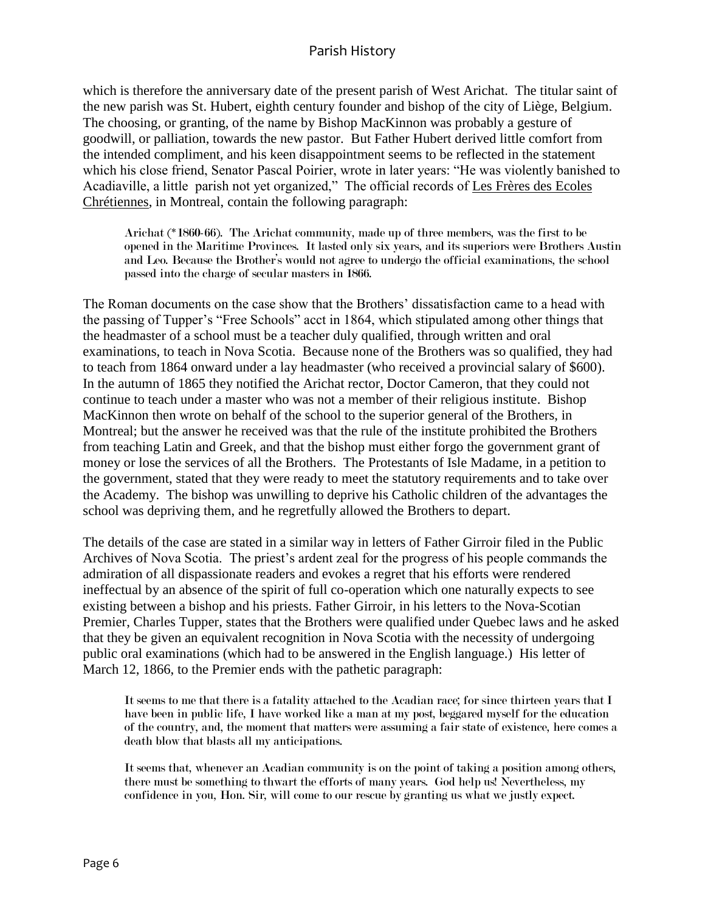which is therefore the anniversary date of the present parish of West Arichat. The titular saint of the new parish was St. Hubert, eighth century founder and bishop of the city of Liège, Belgium. The choosing, or granting, of the name by Bishop MacKinnon was probably a gesture of goodwill, or palliation, towards the new pastor. But Father Hubert derived little comfort from the intended compliment, and his keen disappointment seems to be reflected in the statement which his close friend, Senator Pascal Poirier, wrote in later years: "He was violently banished to Acadiaville, a little parish not yet organized," The official records of Les Frères des Ecoles Chrétiennes, in Montreal, contain the following paragraph:

> Arichat (*1860-66). The Arichat community, made up of three members, was the first to be opened in the Maritime Provinces. It lasted only six years, and its superiors were Brothers Austin and Leo. Because the Brother's would not agree to undergo the official examinations, the school passed into the charge of secular masters in 1866.

The Roman documents on the case show that the Brothers' dissatisfaction came to a head with the passing of Tupper's "Free Schools" acct in 1864, which stipulated among other things that the headmaster of a school must be a teacher duly qualified, through written and oral examinations, to teach in Nova Scotia. Because none of the Brothers was so qualified, they had to teach from 1864 onward under a lay headmaster (who received a provincial salary of $600). In the autumn of 1865 they notified the Arichat rector, Doctor Cameron, that they could not continue to teach under a master who was not a member of their religious institute. Bishop MacKinnon then wrote on behalf of the school to the superior general of the Brothers, in Montreal; but the answer he received was that the rule of the institute prohibited the Brothers from teaching Latin and Greek, and that the bishop must either forgo the government grant of money or lose the services of all the Brothers. The Protestants of Isle Madame, in a petition to the government, stated that they were ready to meet the statutory requirements and to take over the Academy. The bishop was unwilling to deprive his Catholic children of the advantages the school was depriving them, and he regretfully allowed the Brothers to depart.

The details of the case are stated in a similar way in letters of Father Girroir filed in the Public Archives of Nova Scotia. The priest's ardent zeal for the progress of his people commands the admiration of all dispassionate readers and evokes a regret that his efforts were rendered ineffectual by an absence of the spirit of full co-operation which one naturally expects to see existing between a bishop and his priests. Father Girroir, in his letters to the Nova-Scotian Premier, Charles Tupper, states that the Brothers were qualified under Quebec laws and he asked that they be given an equivalent recognition in Nova Scotia with the necessity of undergoing public oral examinations (which had to be answered in the English language.) His letter of March 12, 1866, to the Premier ends with the pathetic paragraph:

> It seems to me that there is a fatality attached to the Acadian race; for since thirteen years that I have been in public life, I have worked like a man at my post, beggared myself for the education of the country, and, the moment that matters were assuming a fair state of existence, here comes a death blow that blasts all my anticipations.
>
> It seems that, whenever an Acadian community is on the point of taking a position among others, there must be something to thwart the efforts of many years. God help us! Nevertheless, my confidence in you, Hon. Sir, will come to our rescue by granting us what we justly expect.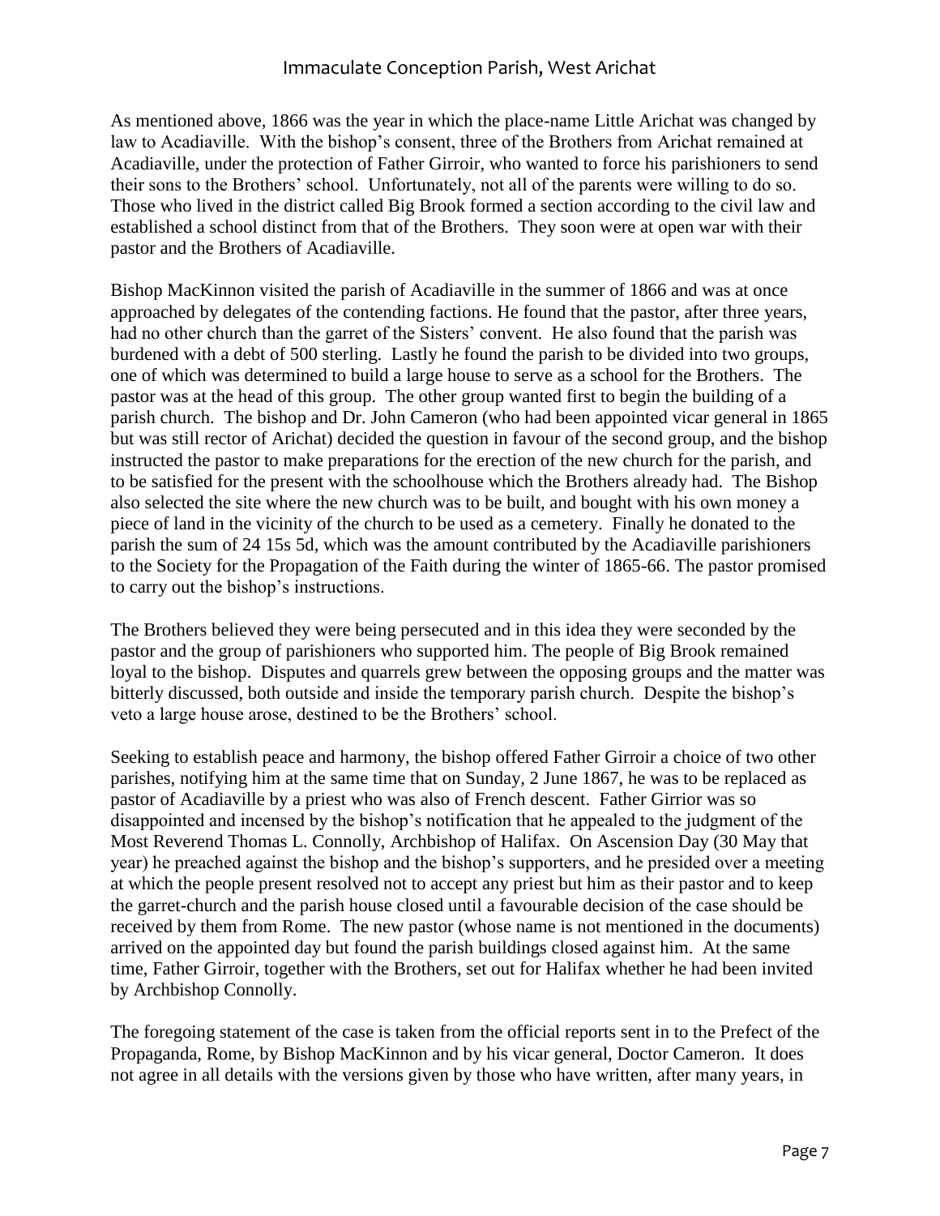As mentioned above, 1866 was the year in which the place-name Little Arichat was changed by law to Acadiaville. With the bishop's consent, three of the Brothers from Arichat remained at Acadiaville, under the protection of Father Girroir, who wanted to force his parishioners to send their sons to the Brothers' school. Unfortunately, not all of the parents were willing to do so. Those who lived in the district called Big Brook formed a section according to the civil law and established a school distinct from that of the Brothers. They soon were at open war with their pastor and the Brothers of Acadiaville.

Bishop MacKinnon visited the parish of Acadiaville in the summer of 1866 and was at once approached by delegates of the contending factions. He found that the pastor, after three years, had no other church than the garret of the Sisters' convent. He also found that the parish was burdened with a debt of 500 sterling. Lastly he found the parish to be divided into two groups, one of which was determined to build a large house to serve as a school for the Brothers. The pastor was at the head of this group. The other group wanted first to begin the building of a parish church. The bishop and Dr. John Cameron (who had been appointed vicar general in 1865 but was still rector of Arichat) decided the question in favour of the second group, and the bishop instructed the pastor to make preparations for the erection of the new church for the parish, and to be satisfied for the present with the schoolhouse which the Brothers already had. The Bishop also selected the site where the new church was to be built, and bought with his own money a piece of land in the vicinity of the church to be used as a cemetery. Finally he donated to the parish the sum of 24 15s 5d, which was the amount contributed by the Acadiaville parishioners to the Society for the Propagation of the Faith during the winter of 1865-66. The pastor promised to carry out the bishop's instructions.

The Brothers believed they were being persecuted and in this idea they were seconded by the pastor and the group of parishioners who supported him. The people of Big Brook remained loyal to the bishop. Disputes and quarrels grew between the opposing groups and the matter was bitterly discussed, both outside and inside the temporary parish church. Despite the bishop's veto a large house arose, destined to be the Brothers' school.

Seeking to establish peace and harmony, the bishop offered Father Girroir a choice of two other parishes, notifying him at the same time that on Sunday, 2 June 1867, he was to be replaced as pastor of Acadiaville by a priest who was also of French descent. Father Girrior was so disappointed and incensed by the bishop's notification that he appealed to the judgment of the Most Reverend Thomas L. Connolly, Archbishop of Halifax. On Ascension Day (30 May that year) he preached against the bishop and the bishop's supporters, and he presided over a meeting at which the people present resolved not to accept any priest but him as their pastor and to keep the garret-church and the parish house closed until a favourable decision of the case should be received by them from Rome. The new pastor (whose name is not mentioned in the documents) arrived on the appointed day but found the parish buildings closed against him. At the same time, Father Girroir, together with the Brothers, set out for Halifax whether he had been invited by Archbishop Connolly.

The foregoing statement of the case is taken from the official reports sent in to the Prefect of the Propaganda, Rome, by Bishop MacKinnon and by his vicar general, Doctor Cameron. It does not agree in all details with the versions given by those who have written, after many years, in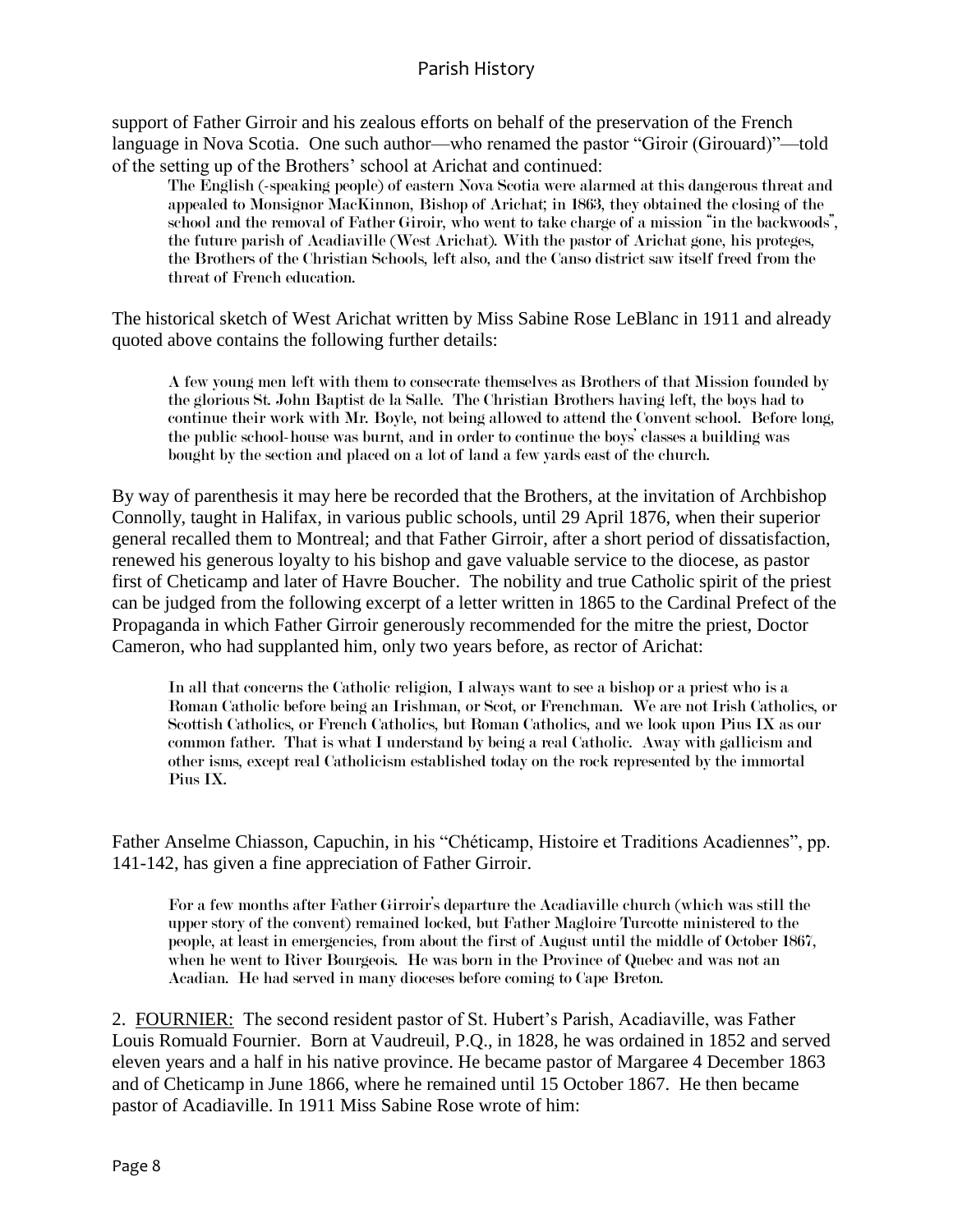support of Father Girroir and his zealous efforts on behalf of the preservation of the French language in Nova Scotia. One such author—who renamed the pastor "Giroir (Girouard)"—told of the setting up of the Brothers' school at Arichat and continued:

> The English (-speaking people) of eastern Nova Scotia were alarmed at this dangerous threat and appealed to Monsignor MacKinnon, Bishop of Arichat; in 1863, they obtained the closing of the school and the removal of Father Giroir, who went to take charge of a mission "in the backwoods", the future parish of Acadiaville (West Arichat). With the pastor of Arichat gone, his proteges, the Brothers of the Christian Schools, left also, and the Canso district saw itself freed from the threat of French education.

The historical sketch of West Arichat written by Miss Sabine Rose LeBlanc in 1911 and already quoted above contains the following further details:

> A few young men left with them to consecrate themselves as Brothers of that Mission founded by the glorious St. John Baptist de la Salle. The Christian Brothers having left, the boys had to continue their work with Mr. Boyle, not being allowed to attend the Convent school. Before long, the public school-house was burnt, and in order to continue the boys' classes a building was bought by the section and placed on a lot of land a few yards east of the church.

By way of parenthesis it may here be recorded that the Brothers, at the invitation of Archbishop Connolly, taught in Halifax, in various public schools, until 29 April 1876, when their superior general recalled them to Montreal; and that Father Girroir, after a short period of dissatisfaction, renewed his generous loyalty to his bishop and gave valuable service to the diocese, as pastor first of Cheticamp and later of Havre Boucher. The nobility and true Catholic spirit of the priest can be judged from the following excerpt of a letter written in 1865 to the Cardinal Prefect of the Propaganda in which Father Girroir generously recommended for the mitre the priest, Doctor Cameron, who had supplanted him, only two years before, as rector of Arichat:

> In all that concerns the Catholic religion, I always want to see a bishop or a priest who is a Roman Catholic before being an Irishman, or Scot, or Frenchman. We are not Irish Catholics, or Scottish Catholics, or French Catholics, but Roman Catholics, and we look upon Pius IX as our common father. That is what I understand by being a real Catholic. Away with gallicism and other isms, except real Catholicism established today on the rock represented by the immortal Pius IX.

Father Anselme Chiasson, Capuchin, in his "Chéticamp, Histoire et Traditions Acadiennes", pp. 141-142, has given a fine appreciation of Father Girroir.

> For a few months after Father Girroir's departure the Acadiaville church (which was still the upper story of the convent) remained locked, but Father Magloire Turcotte ministered to the people, at least in emergencies, from about the first of August until the middle of October 1867, when he went to River Bourgeois. He was born in the Province of Quebec and was not an Acadian. He had served in many dioceses before coming to Cape Breton.

2. <u>FOURNIER:</u> The second resident pastor of St. Hubert's Parish, Acadiaville, was Father Louis Romuald Fournier. Born at Vaudreuil, P.Q., in 1828, he was ordained in 1852 and served eleven years and a half in his native province. He became pastor of Margaree 4 December 1863 and of Cheticamp in June 1866, where he remained until 15 October 1867. He then became pastor of Acadiaville. In 1911 Miss Sabine Rose wrote of him: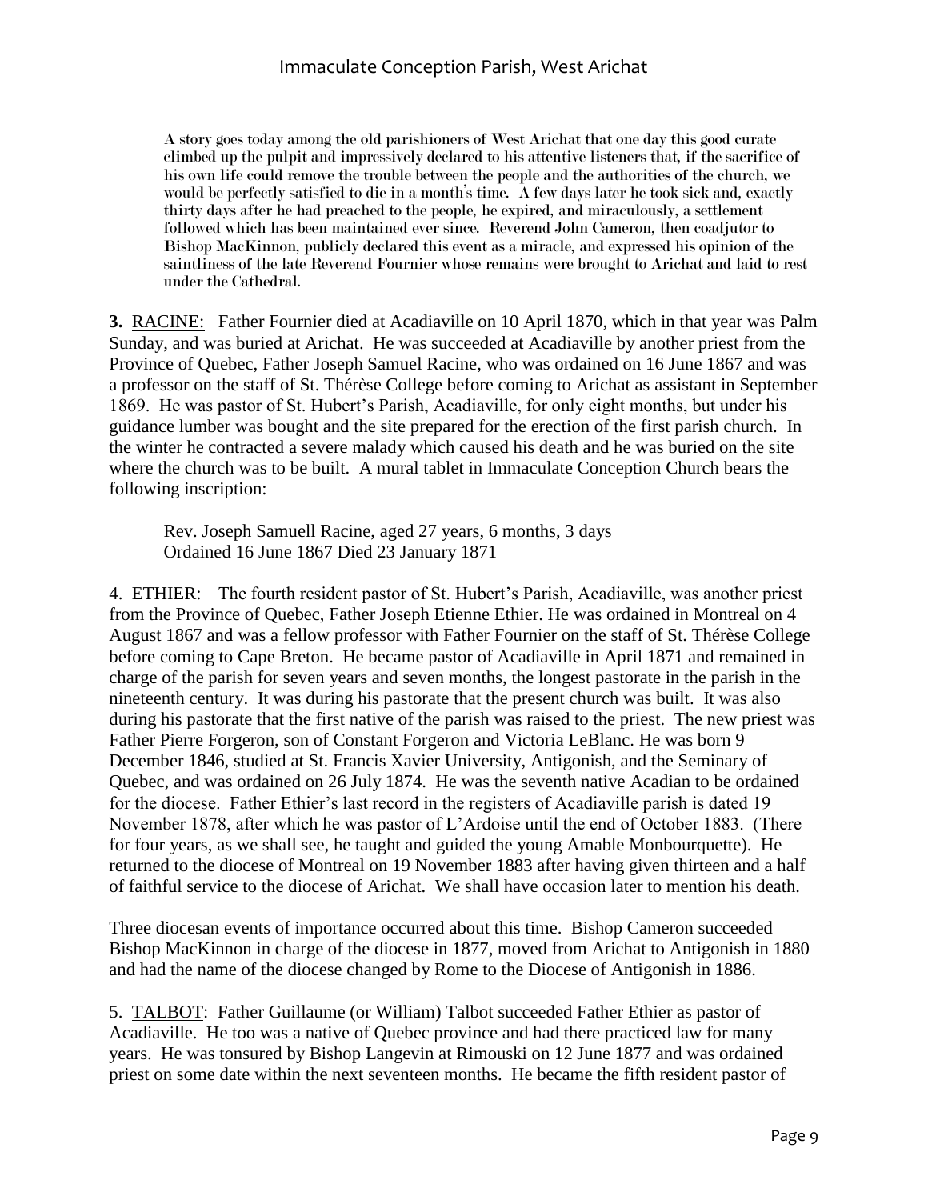> A story goes today among the old parishioners of West Arichat that one day this good curate climbed up the pulpit and impressively declared to his attentive listeners that, if the sacrifice of his own life could remove the trouble between the people and the authorities of the church, we would be perfectly satisfied to die in a month's time. A few days later he took sick and, exactly thirty days after he had preached to the people, he expired, and miraculously, a settlement followed which has been maintained ever since. Reverend John Cameron, then coadjutor to Bishop MacKinnon, publicly declared this event as a miracle, and expressed his opinion of the saintliness of the late Reverend Fournier whose remains were brought to Arichat and laid to rest under the Cathedral.

**3.** <u>RACINE:</u> Father Fournier died at Acadiaville on 10 April 1870, which in that year was Palm Sunday, and was buried at Arichat. He was succeeded at Acadiaville by another priest from the Province of Quebec, Father Joseph Samuel Racine, who was ordained on 16 June 1867 and was a professor on the staff of St. Thérèse College before coming to Arichat as assistant in September 1869. He was pastor of St. Hubert's Parish, Acadiaville, for only eight months, but under his guidance lumber was bought and the site prepared for the erection of the first parish church. In the winter he contracted a severe malady which caused his death and he was buried on the site where the church was to be built. A mural tablet in Immaculate Conception Church bears the following inscription:

> Rev. Joseph Samuell Racine, aged 27 years, 6 months, 3 days
> Ordained 16 June 1867 Died 23 January 1871

4. <u>ETHIER:</u> The fourth resident pastor of St. Hubert's Parish, Acadiaville, was another priest from the Province of Quebec, Father Joseph Etienne Ethier. He was ordained in Montreal on 4 August 1867 and was a fellow professor with Father Fournier on the staff of St. Thérèse College before coming to Cape Breton. He became pastor of Acadiaville in April 1871 and remained in charge of the parish for seven years and seven months, the longest pastorate in the parish in the nineteenth century. It was during his pastorate that the present church was built. It was also during his pastorate that the first native of the parish was raised to the priest. The new priest was Father Pierre Forgeron, son of Constant Forgeron and Victoria LeBlanc. He was born 9 December 1846, studied at St. Francis Xavier University, Antigonish, and the Seminary of Quebec, and was ordained on 26 July 1874. He was the seventh native Acadian to be ordained for the diocese. Father Ethier's last record in the registers of Acadiaville parish is dated 19 November 1878, after which he was pastor of L'Ardoise until the end of October 1883. (There for four years, as we shall see, he taught and guided the young Amable Monbourquette). He returned to the diocese of Montreal on 19 November 1883 after having given thirteen and a half of faithful service to the diocese of Arichat. We shall have occasion later to mention his death.

Three diocesan events of importance occurred about this time. Bishop Cameron succeeded Bishop MacKinnon in charge of the diocese in 1877, moved from Arichat to Antigonish in 1880 and had the name of the diocese changed by Rome to the Diocese of Antigonish in 1886.

5. <u>TALBOT</u>: Father Guillaume (or William) Talbot succeeded Father Ethier as pastor of Acadiaville. He too was a native of Quebec province and had there practiced law for many years. He was tonsured by Bishop Langevin at Rimouski on 12 June 1877 and was ordained priest on some date within the next seventeen months. He became the fifth resident pastor of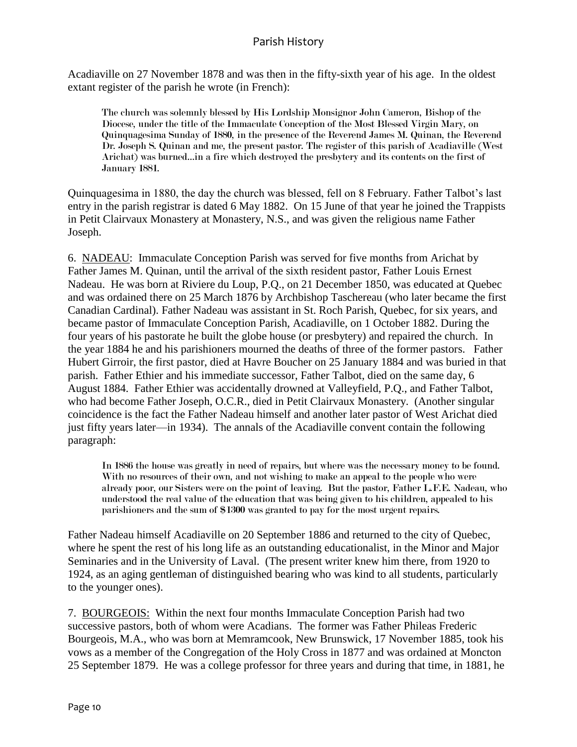Acadiaville on 27 November 1878 and was then in the fifty-sixth year of his age. In the oldest extant register of the parish he wrote (in French):

> The church was solemnly blessed by His Lordship Monsignor John Cameron, Bishop of the Diocese, under the title of the Immaculate Conception of the Most Blessed Virgin Mary, on Quinquagesima Sunday of 1880, in the presence of the Reverend James M. Quinan, the Reverend Dr. Joseph S. Quinan and me, the present pastor. The register of this parish of Acadiaville (West Arichat) was burned...in a fire which destroyed the presbytery and its contents on the first of January 1881.

Quinquagesima in 1880, the day the church was blessed, fell on 8 February. Father Talbot's last entry in the parish registrar is dated 6 May 1882. On 15 June of that year he joined the Trappists in Petit Clairvaux Monastery at Monastery, N.S., and was given the religious name Father Joseph.

6. NADEAU: Immaculate Conception Parish was served for five months from Arichat by Father James M. Quinan, until the arrival of the sixth resident pastor, Father Louis Ernest Nadeau. He was born at Riviere du Loup, P.Q., on 21 December 1850, was educated at Quebec and was ordained there on 25 March 1876 by Archbishop Taschereau (who later became the first Canadian Cardinal). Father Nadeau was assistant in St. Roch Parish, Quebec, for six years, and became pastor of Immaculate Conception Parish, Acadiaville, on 1 October 1882. During the four years of his pastorate he built the globe house (or presbytery) and repaired the church. In the year 1884 he and his parishioners mourned the deaths of three of the former pastors. Father Hubert Girroir, the first pastor, died at Havre Boucher on 25 January 1884 and was buried in that parish. Father Ethier and his immediate successor, Father Talbot, died on the same day, 6 August 1884. Father Ethier was accidentally drowned at Valleyfield, P.Q., and Father Talbot, who had become Father Joseph, O.C.R., died in Petit Clairvaux Monastery. (Another singular coincidence is the fact the Father Nadeau himself and another later pastor of West Arichat died just fifty years later—in 1934). The annals of the Acadiaville convent contain the following paragraph:

> In 1886 the house was greatly in need of repairs, but where was the necessary money to be found. With no resources of their own, and not wishing to make an appeal to the people who were already poor, our Sisters were on the point of leaving. But the pastor, Father L.F.E. Nadeau, who understood the real value of the education that was being given to his children, appealed to his parishioners and the sum of $1300 was granted to pay for the most urgent repairs.

Father Nadeau himself Acadiaville on 20 September 1886 and returned to the city of Quebec, where he spent the rest of his long life as an outstanding educationalist, in the Minor and Major Seminaries and in the University of Laval. (The present writer knew him there, from 1920 to 1924, as an aging gentleman of distinguished bearing who was kind to all students, particularly to the younger ones).

7. BOURGEOIS: Within the next four months Immaculate Conception Parish had two successive pastors, both of whom were Acadians. The former was Father Phileas Frederic Bourgeois, M.A., who was born at Memramcook, New Brunswick, 17 November 1885, took his vows as a member of the Congregation of the Holy Cross in 1877 and was ordained at Moncton 25 September 1879. He was a college professor for three years and during that time, in 1881, he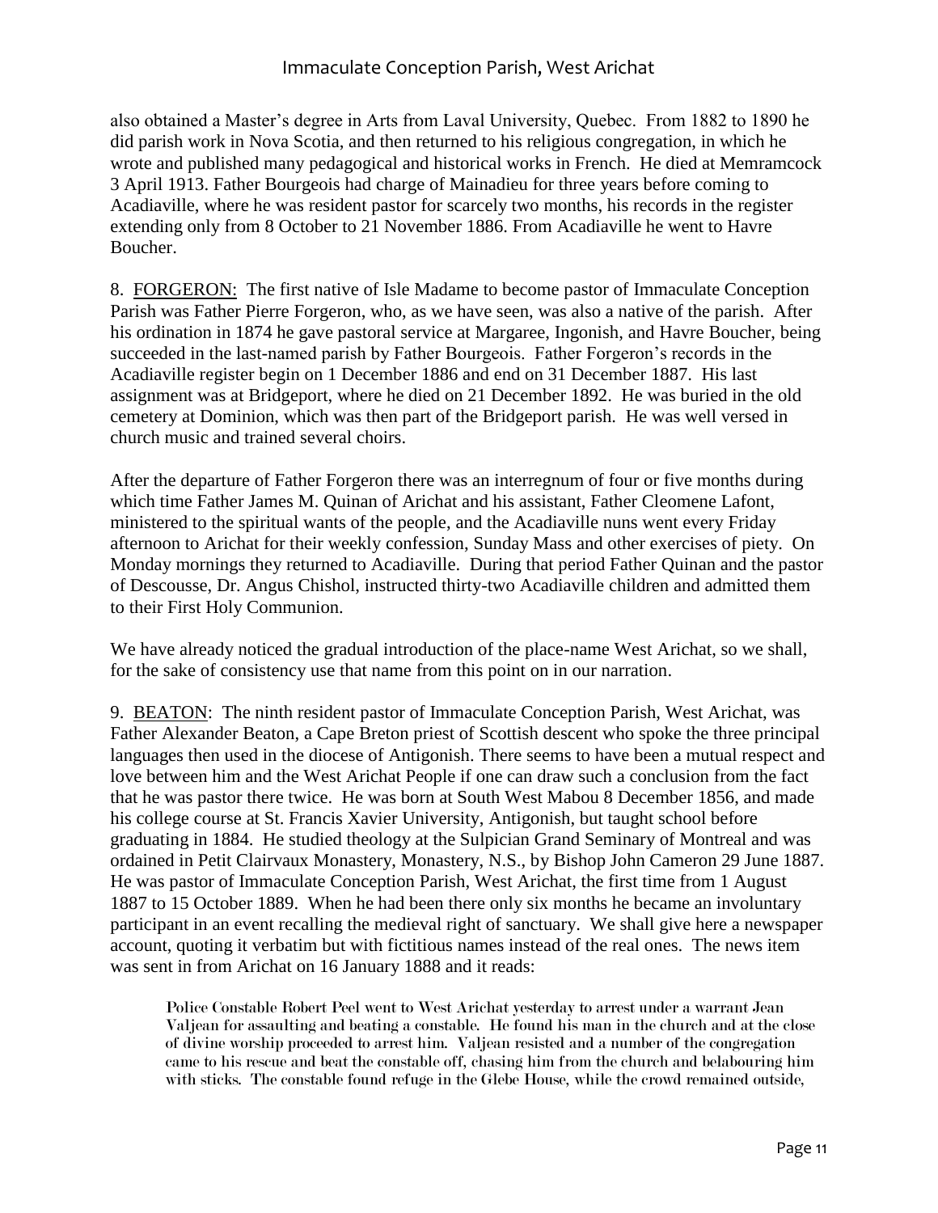also obtained a Master's degree in Arts from Laval University, Quebec. From 1882 to 1890 he did parish work in Nova Scotia, and then returned to his religious congregation, in which he wrote and published many pedagogical and historical works in French. He died at Memramcock 3 April 1913. Father Bourgeois had charge of Mainadieu for three years before coming to Acadiaville, where he was resident pastor for scarcely two months, his records in the register extending only from 8 October to 21 November 1886. From Acadiaville he went to Havre Boucher.

8. FORGERON: The first native of Isle Madame to become pastor of Immaculate Conception Parish was Father Pierre Forgeron, who, as we have seen, was also a native of the parish. After his ordination in 1874 he gave pastoral service at Margaree, Ingonish, and Havre Boucher, being succeeded in the last-named parish by Father Bourgeois. Father Forgeron's records in the Acadiaville register begin on 1 December 1886 and end on 31 December 1887. His last assignment was at Bridgeport, where he died on 21 December 1892. He was buried in the old cemetery at Dominion, which was then part of the Bridgeport parish. He was well versed in church music and trained several choirs.

After the departure of Father Forgeron there was an interregnum of four or five months during which time Father James M. Quinan of Arichat and his assistant, Father Cleomene Lafont, ministered to the spiritual wants of the people, and the Acadiaville nuns went every Friday afternoon to Arichat for their weekly confession, Sunday Mass and other exercises of piety. On Monday mornings they returned to Acadiaville. During that period Father Quinan and the pastor of Descousse, Dr. Angus Chishol, instructed thirty-two Acadiaville children and admitted them to their First Holy Communion.

We have already noticed the gradual introduction of the place-name West Arichat, so we shall, for the sake of consistency use that name from this point on in our narration.

9. BEATON: The ninth resident pastor of Immaculate Conception Parish, West Arichat, was Father Alexander Beaton, a Cape Breton priest of Scottish descent who spoke the three principal languages then used in the diocese of Antigonish. There seems to have been a mutual respect and love between him and the West Arichat People if one can draw such a conclusion from the fact that he was pastor there twice. He was born at South West Mabou 8 December 1856, and made his college course at St. Francis Xavier University, Antigonish, but taught school before graduating in 1884. He studied theology at the Sulpician Grand Seminary of Montreal and was ordained in Petit Clairvaux Monastery, Monastery, N.S., by Bishop John Cameron 29 June 1887. He was pastor of Immaculate Conception Parish, West Arichat, the first time from 1 August 1887 to 15 October 1889. When he had been there only six months he became an involuntary participant in an event recalling the medieval right of sanctuary. We shall give here a newspaper account, quoting it verbatim but with fictitious names instead of the real ones. The news item was sent in from Arichat on 16 January 1888 and it reads:

> Police Constable Robert Peel went to West Arichat yesterday to arrest under a warrant Jean Valjean for assaulting and beating a constable. He found his man in the church and at the close of divine worship proceeded to arrest him. Valjean resisted and a number of the congregation came to his rescue and beat the constable off, chasing him from the church and belabouring him with sticks. The constable found refuge in the Glebe House, while the crowd remained outside,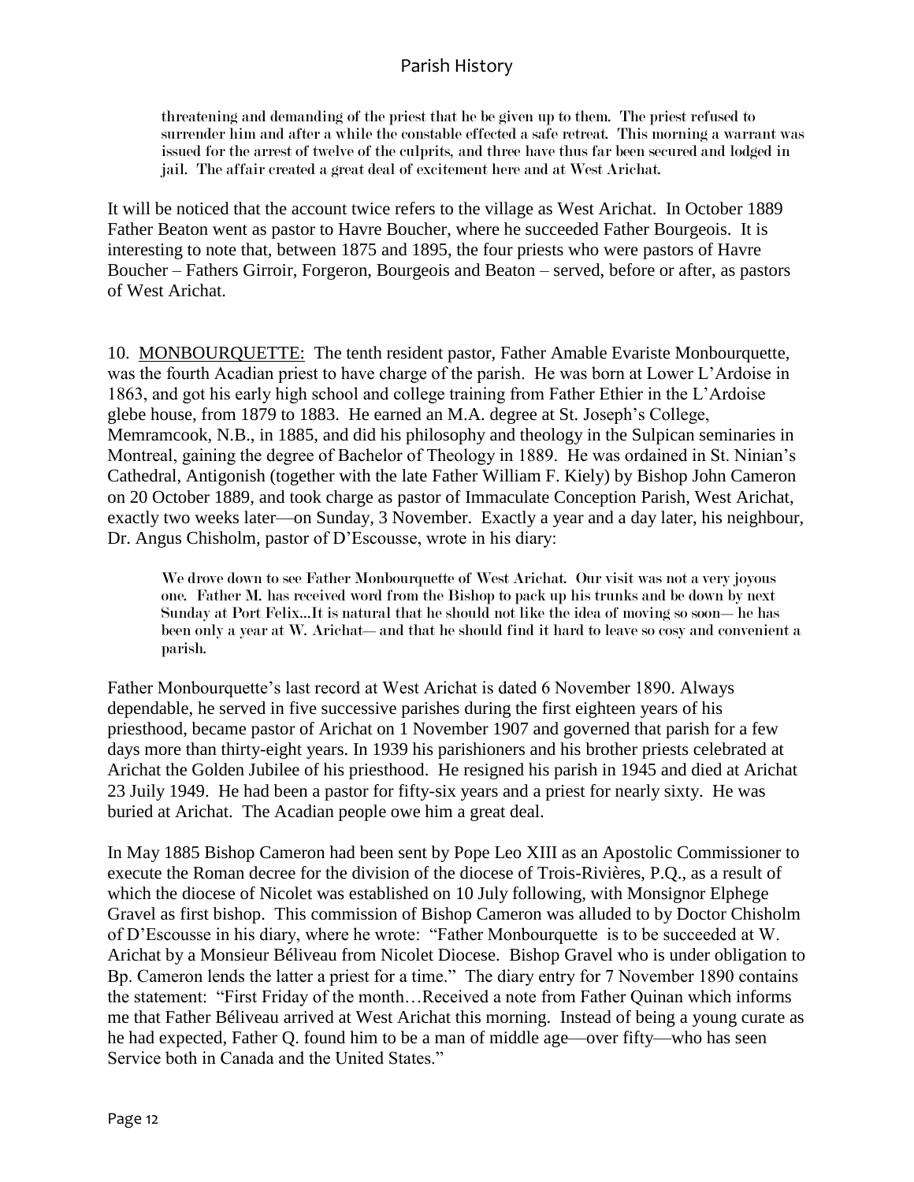> threatening and demanding of the priest that he be given up to them. The priest refused to surrender him and after a while the constable effected a safe retreat. This morning a warrant was issued for the arrest of twelve of the culprits, and three have thus far been secured and lodged in jail. The affair created a great deal of excitement here and at West Arichat.

It will be noticed that the account twice refers to the village as West Arichat. In October 1889 Father Beaton went as pastor to Havre Boucher, where he succeeded Father Bourgeois. It is interesting to note that, between 1875 and 1895, the four priests who were pastors of Havre Boucher – Fathers Girroir, Forgeron, Bourgeois and Beaton – served, before or after, as pastors of West Arichat.

10. MONBOURQUETTE: The tenth resident pastor, Father Amable Evariste Monbourquette, was the fourth Acadian priest to have charge of the parish. He was born at Lower L'Ardoise in 1863, and got his early high school and college training from Father Ethier in the L'Ardoise glebe house, from 1879 to 1883. He earned an M.A. degree at St. Joseph's College, Memramcook, N.B., in 1885, and did his philosophy and theology in the Sulpican seminaries in Montreal, gaining the degree of Bachelor of Theology in 1889. He was ordained in St. Ninian's Cathedral, Antigonish (together with the late Father William F. Kiely) by Bishop John Cameron on 20 October 1889, and took charge as pastor of Immaculate Conception Parish, West Arichat, exactly two weeks later—on Sunday, 3 November. Exactly a year and a day later, his neighbour, Dr. Angus Chisholm, pastor of D'Escousse, wrote in his diary:

> We drove down to see Father Monbourquette of West Arichat. Our visit was not a very joyous one. Father M. has received word from the Bishop to pack up his trunks and be down by next Sunday at Port Felix...It is natural that he should not like the idea of moving so soon— he has been only a year at W. Arichat— and that he should find it hard to leave so cosy and convenient a parish.

Father Monbourquette's last record at West Arichat is dated 6 November 1890. Always dependable, he served in five successive parishes during the first eighteen years of his priesthood, became pastor of Arichat on 1 November 1907 and governed that parish for a few days more than thirty-eight years. In 1939 his parishioners and his brother priests celebrated at Arichat the Golden Jubilee of his priesthood. He resigned his parish in 1945 and died at Arichat 23 July 1949. He had been a pastor for fifty-six years and a priest for nearly sixty. He was buried at Arichat. The Acadian people owe him a great deal.

In May 1885 Bishop Cameron had been sent by Pope Leo XIII as an Apostolic Commissioner to execute the Roman decree for the division of the diocese of Trois-Rivières, P.Q., as a result of which the diocese of Nicolet was established on 10 July following, with Monsignor Elphege Gravel as first bishop. This commission of Bishop Cameron was alluded to by Doctor Chisholm of D'Escousse in his diary, where he wrote: "Father Monbourquette is to be succeeded at W. Arichat by a Monsieur Béliveau from Nicolet Diocese. Bishop Gravel who is under obligation to Bp. Cameron lends the latter a priest for a time." The diary entry for 7 November 1890 contains the statement: "First Friday of the month…Received a note from Father Quinan which informs me that Father Béliveau arrived at West Arichat this morning. Instead of being a young curate as he had expected, Father Q. found him to be a man of middle age—over fifty—who has seen Service both in Canada and the United States."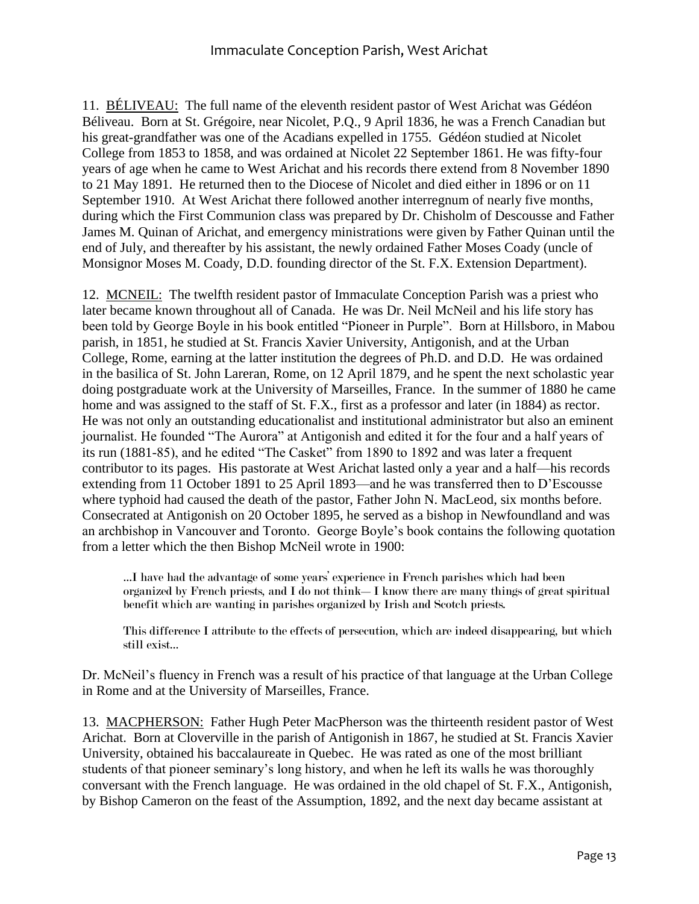11. <u>BÉLIVEAU:</u> The full name of the eleventh resident pastor of West Arichat was Gédéon Béliveau. Born at St. Grégoire, near Nicolet, P.Q., 9 April 1836, he was a French Canadian but his great-grandfather was one of the Acadians expelled in 1755. Gédéon studied at Nicolet College from 1853 to 1858, and was ordained at Nicolet 22 September 1861. He was fifty-four years of age when he came to West Arichat and his records there extend from 8 November 1890 to 21 May 1891. He returned then to the Diocese of Nicolet and died either in 1896 or on 11 September 1910. At West Arichat there followed another interregnum of nearly five months, during which the First Communion class was prepared by Dr. Chisholm of Descousse and Father James M. Quinan of Arichat, and emergency ministrations were given by Father Quinan until the end of July, and thereafter by his assistant, the newly ordained Father Moses Coady (uncle of Monsignor Moses M. Coady, D.D. founding director of the St. F.X. Extension Department).

12. <u>MCNEIL:</u> The twelfth resident pastor of Immaculate Conception Parish was a priest who later became known throughout all of Canada. He was Dr. Neil McNeil and his life story has been told by George Boyle in his book entitled "Pioneer in Purple". Born at Hillsboro, in Mabou parish, in 1851, he studied at St. Francis Xavier University, Antigonish, and at the Urban College, Rome, earning at the latter institution the degrees of Ph.D. and D.D. He was ordained in the basilica of St. John Lareran, Rome, on 12 April 1879, and he spent the next scholastic year doing postgraduate work at the University of Marseilles, France. In the summer of 1880 he came home and was assigned to the staff of St. F.X., first as a professor and later (in 1884) as rector. He was not only an outstanding educationalist and institutional administrator but also an eminent journalist. He founded "The Aurora" at Antigonish and edited it for the four and a half years of its run (1881-85), and he edited "The Casket" from 1890 to 1892 and was later a frequent contributor to its pages. His pastorate at West Arichat lasted only a year and a half—his records extending from 11 October 1891 to 25 April 1893—and he was transferred then to D'Escousse where typhoid had caused the death of the pastor, Father John N. MacLeod, six months before. Consecrated at Antigonish on 20 October 1895, he served as a bishop in Newfoundland and was an archbishop in Vancouver and Toronto. George Boyle's book contains the following quotation from a letter which the then Bishop McNeil wrote in 1900:

> ...I have had the advantage of some years' experience in French parishes which had been organized by French priests, and I do not think— I know there are many things of great spiritual benefit which are wanting in parishes organized by Irish and Scotch priests.
>
> This difference I attribute to the effects of persecution, which are indeed disappearing, but which still exist...

Dr. McNeil's fluency in French was a result of his practice of that language at the Urban College in Rome and at the University of Marseilles, France.

13. <u>MACPHERSON:</u> Father Hugh Peter MacPherson was the thirteenth resident pastor of West Arichat. Born at Cloverville in the parish of Antigonish in 1867, he studied at St. Francis Xavier University, obtained his baccalaureate in Quebec. He was rated as one of the most brilliant students of that pioneer seminary's long history, and when he left its walls he was thoroughly conversant with the French language. He was ordained in the old chapel of St. F.X., Antigonish, by Bishop Cameron on the feast of the Assumption, 1892, and the next day became assistant at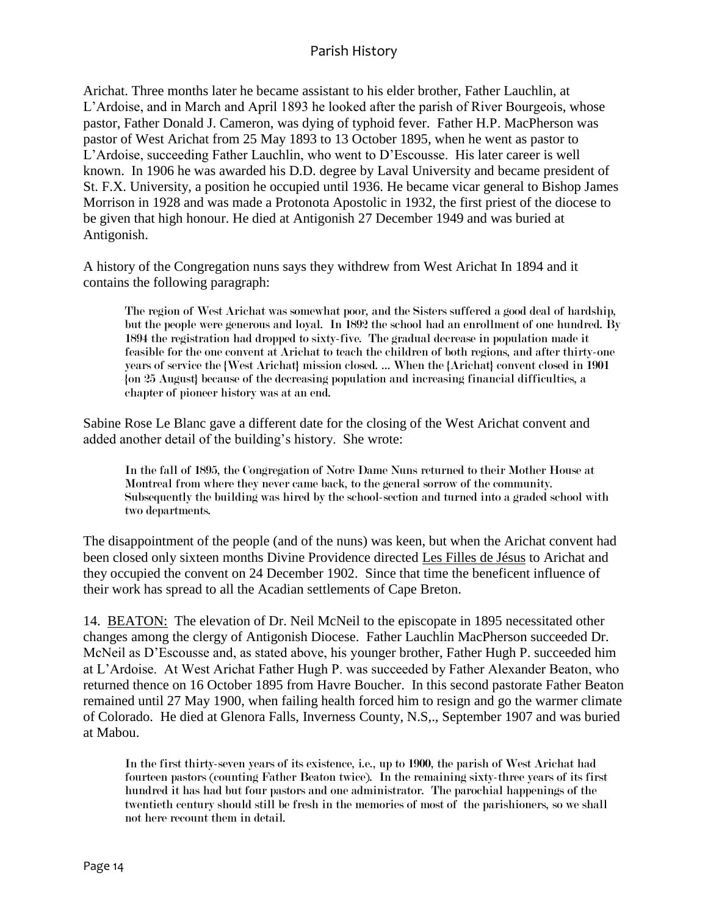Arichat. Three months later he became assistant to his elder brother, Father Lauchlin, at L'Ardoise, and in March and April 1893 he looked after the parish of River Bourgeois, whose pastor, Father Donald J. Cameron, was dying of typhoid fever. Father H.P. MacPherson was pastor of West Arichat from 25 May 1893 to 13 October 1895, when he went as pastor to L'Ardoise, succeeding Father Lauchlin, who went to D'Escousse. His later career is well known. In 1906 he was awarded his D.D. degree by Laval University and became president of St. F.X. University, a position he occupied until 1936. He became vicar general to Bishop James Morrison in 1928 and was made a Protonota Apostolic in 1932, the first priest of the diocese to be given that high honour. He died at Antigonish 27 December 1949 and was buried at Antigonish.

A history of the Congregation nuns says they withdrew from West Arichat In 1894 and it contains the following paragraph:

> The region of West Arichat was somewhat poor, and the Sisters suffered a good deal of hardship, but the people were generous and loyal. In 1892 the school had an enrollment of one hundred. By 1894 the registration had dropped to sixty-five. The gradual decrease in population made it feasible for the one convent at Arichat to teach the children of both regions, and after thirty-one years of service the {West Arichat} mission closed. ... When the {Arichat} convent closed in 1901 {on 25 August} because of the decreasing population and increasing financial difficulties, a chapter of pioneer history was at an end.

Sabine Rose Le Blanc gave a different date for the closing of the West Arichat convent and added another detail of the building's history. She wrote:

> In the fall of 1895, the Congregation of Notre Dame Nuns returned to their Mother House at Montreal from where they never came back, to the general sorrow of the community. Subsequently the building was hired by the school-section and turned into a graded school with two departments.

The disappointment of the people (and of the nuns) was keen, but when the Arichat convent had been closed only sixteen months Divine Providence directed Les Filles de Jésus to Arichat and they occupied the convent on 24 December 1902. Since that time the beneficent influence of their work has spread to all the Acadian settlements of Cape Breton.

14. BEATON: The elevation of Dr. Neil McNeil to the episcopate in 1895 necessitated other changes among the clergy of Antigonish Diocese. Father Lauchlin MacPherson succeeded Dr. McNeil as D'Escousse and, as stated above, his younger brother, Father Hugh P. succeeded him at L'Ardoise. At West Arichat Father Hugh P. was succeeded by Father Alexander Beaton, who returned thence on 16 October 1895 from Havre Boucher. In this second pastorate Father Beaton remained until 27 May 1900, when failing health forced him to resign and go the warmer climate of Colorado. He died at Glenora Falls, Inverness County, N.S,., September 1907 and was buried at Mabou.

> In the first thirty-seven years of its existence, i.e., up to 1900, the parish of West Arichat had fourteen pastors (counting Father Beaton twice). In the remaining sixty-three years of its first hundred it has had but four pastors and one administrator. The parochial happenings of the twentieth century should still be fresh in the memories of most of the parishioners, so we shall not here recount them in detail.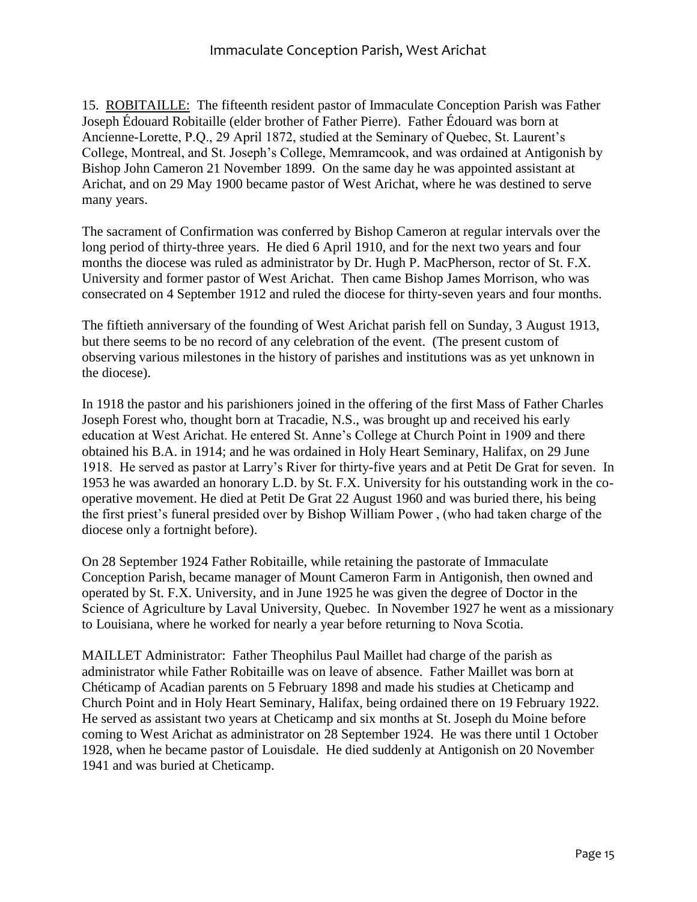15. <u>ROBITAILLE:</u> The fifteenth resident pastor of Immaculate Conception Parish was Father Joseph Édouard Robitaille (elder brother of Father Pierre). Father Édouard was born at Ancienne-Lorette, P.Q., 29 April 1872, studied at the Seminary of Quebec, St. Laurent's College, Montreal, and St. Joseph's College, Memramcook, and was ordained at Antigonish by Bishop John Cameron 21 November 1899. On the same day he was appointed assistant at Arichat, and on 29 May 1900 became pastor of West Arichat, where he was destined to serve many years.

The sacrament of Confirmation was conferred by Bishop Cameron at regular intervals over the long period of thirty-three years. He died 6 April 1910, and for the next two years and four months the diocese was ruled as administrator by Dr. Hugh P. MacPherson, rector of St. F.X. University and former pastor of West Arichat. Then came Bishop James Morrison, who was consecrated on 4 September 1912 and ruled the diocese for thirty-seven years and four months.

The fiftieth anniversary of the founding of West Arichat parish fell on Sunday, 3 August 1913, but there seems to be no record of any celebration of the event. (The present custom of observing various milestones in the history of parishes and institutions was as yet unknown in the diocese).

In 1918 the pastor and his parishioners joined in the offering of the first Mass of Father Charles Joseph Forest who, thought born at Tracadie, N.S., was brought up and received his early education at West Arichat. He entered St. Anne's College at Church Point in 1909 and there obtained his B.A. in 1914; and he was ordained in Holy Heart Seminary, Halifax, on 29 June 1918. He served as pastor at Larry's River for thirty-five years and at Petit De Grat for seven. In 1953 he was awarded an honorary L.D. by St. F.X. University for his outstanding work in the co-operative movement. He died at Petit De Grat 22 August 1960 and was buried there, his being the first priest's funeral presided over by Bishop William Power , (who had taken charge of the diocese only a fortnight before).

On 28 September 1924 Father Robitaille, while retaining the pastorate of Immaculate Conception Parish, became manager of Mount Cameron Farm in Antigonish, then owned and operated by St. F.X. University, and in June 1925 he was given the degree of Doctor in the Science of Agriculture by Laval University, Quebec. In November 1927 he went as a missionary to Louisiana, where he worked for nearly a year before returning to Nova Scotia.

MAILLET Administrator: Father Theophilus Paul Maillet had charge of the parish as administrator while Father Robitaille was on leave of absence. Father Maillet was born at Chéticamp of Acadian parents on 5 February 1898 and made his studies at Cheticamp and Church Point and in Holy Heart Seminary, Halifax, being ordained there on 19 February 1922. He served as assistant two years at Cheticamp and six months at St. Joseph du Moine before coming to West Arichat as administrator on 28 September 1924. He was there until 1 October 1928, when he became pastor of Louisdale. He died suddenly at Antigonish on 20 November 1941 and was buried at Cheticamp.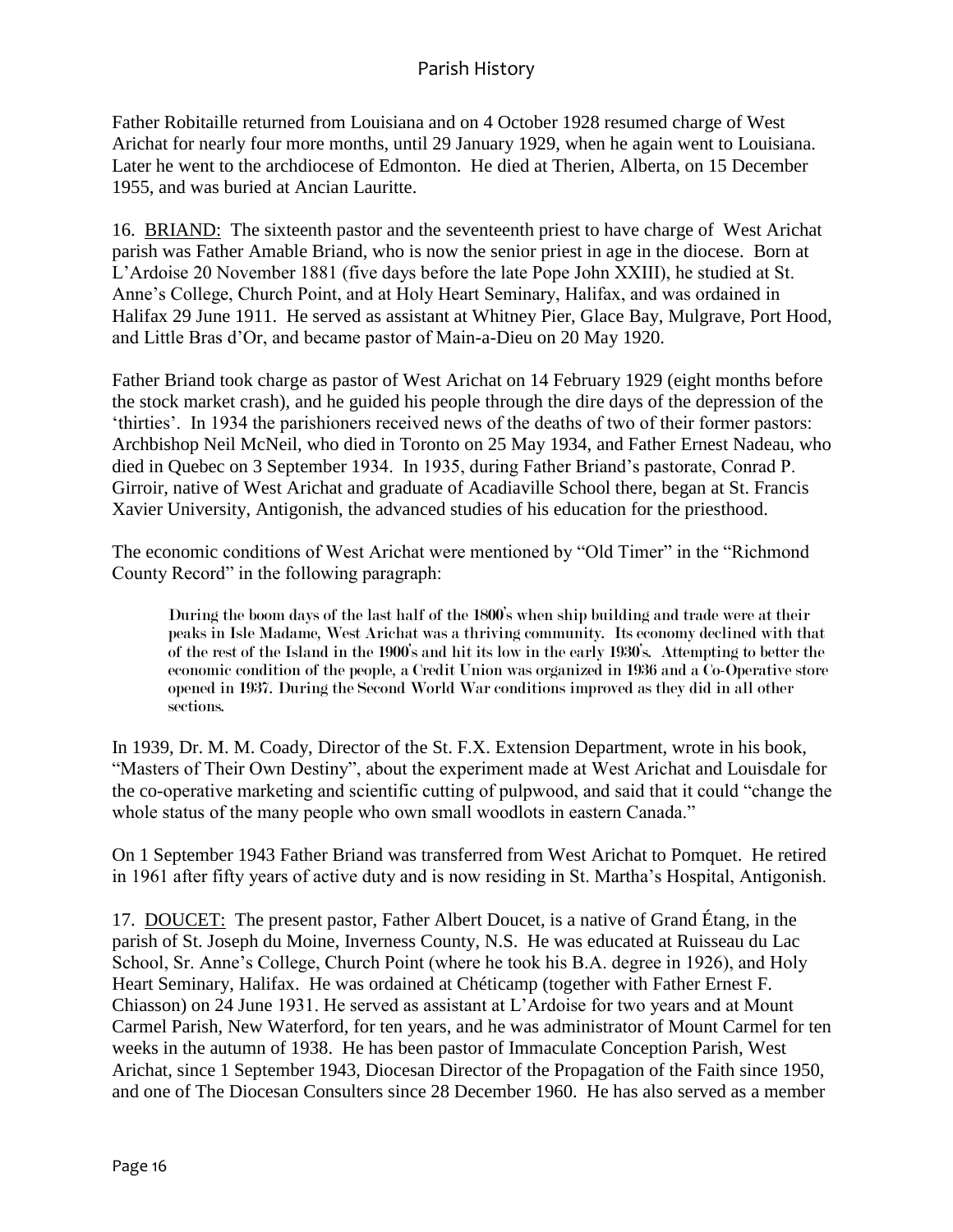Father Robitaille returned from Louisiana and on 4 October 1928 resumed charge of West Arichat for nearly four more months, until 29 January 1929, when he again went to Louisiana. Later he went to the archdiocese of Edmonton. He died at Therien, Alberta, on 15 December 1955, and was buried at Ancian Lauritte.

16. <u>BRIAND:</u> The sixteenth pastor and the seventeenth priest to have charge of West Arichat parish was Father Amable Briand, who is now the senior priest in age in the diocese. Born at L'Ardoise 20 November 1881 (five days before the late Pope John XXIII), he studied at St. Anne's College, Church Point, and at Holy Heart Seminary, Halifax, and was ordained in Halifax 29 June 1911. He served as assistant at Whitney Pier, Glace Bay, Mulgrave, Port Hood, and Little Bras d'Or, and became pastor of Main-a-Dieu on 20 May 1920.

Father Briand took charge as pastor of West Arichat on 14 February 1929 (eight months before the stock market crash), and he guided his people through the dire days of the depression of the 'thirties'. In 1934 the parishioners received news of the deaths of two of their former pastors: Archbishop Neil McNeil, who died in Toronto on 25 May 1934, and Father Ernest Nadeau, who died in Quebec on 3 September 1934. In 1935, during Father Briand's pastorate, Conrad P. Girroir, native of West Arichat and graduate of Acadiaville School there, began at St. Francis Xavier University, Antigonish, the advanced studies of his education for the priesthood.

The economic conditions of West Arichat were mentioned by "Old Timer" in the "Richmond County Record" in the following paragraph:

> During the boom days of the last half of the 1800's when ship building and trade were at their peaks in Isle Madame, West Arichat was a thriving community. Its economy declined with that of the rest of the Island in the 1900's and hit its low in the early 1930's. Attempting to better the economic condition of the people, a Credit Union was organized in 1936 and a Co-Operative store opened in 1937. During the Second World War conditions improved as they did in all other sections.

In 1939, Dr. M. M. Coady, Director of the St. F.X. Extension Department, wrote in his book, "Masters of Their Own Destiny", about the experiment made at West Arichat and Louisdale for the co-operative marketing and scientific cutting of pulpwood, and said that it could "change the whole status of the many people who own small woodlots in eastern Canada."

On 1 September 1943 Father Briand was transferred from West Arichat to Pomquet. He retired in 1961 after fifty years of active duty and is now residing in St. Martha's Hospital, Antigonish.

17. <u>DOUCET:</u> The present pastor, Father Albert Doucet, is a native of Grand Étang, in the parish of St. Joseph du Moine, Inverness County, N.S. He was educated at Ruisseau du Lac School, Sr. Anne's College, Church Point (where he took his B.A. degree in 1926), and Holy Heart Seminary, Halifax. He was ordained at Chéticamp (together with Father Ernest F. Chiasson) on 24 June 1931. He served as assistant at L'Ardoise for two years and at Mount Carmel Parish, New Waterford, for ten years, and he was administrator of Mount Carmel for ten weeks in the autumn of 1938. He has been pastor of Immaculate Conception Parish, West Arichat, since 1 September 1943, Diocesan Director of the Propagation of the Faith since 1950, and one of The Diocesan Consulters since 28 December 1960. He has also served as a member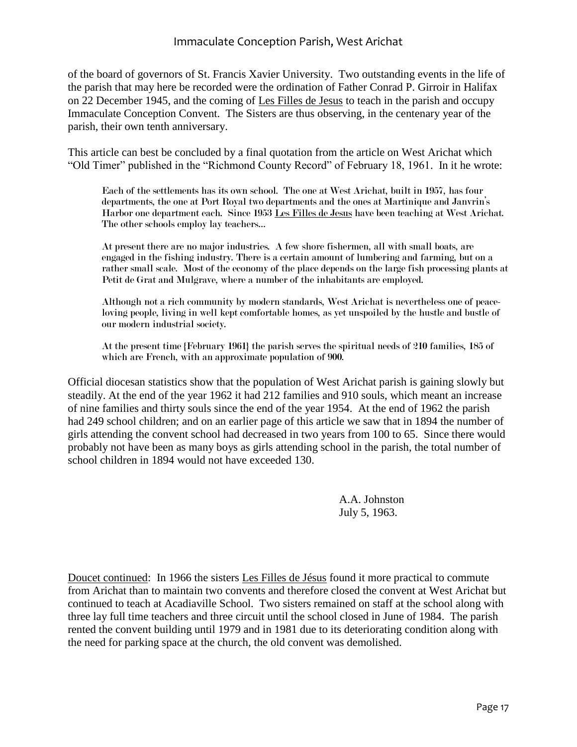of the board of governors of St. Francis Xavier University. Two outstanding events in the life of the parish that may here be recorded were the ordination of Father Conrad P. Girroir in Halifax on 22 December 1945, and the coming of Les Filles de Jesus to teach in the parish and occupy Immaculate Conception Convent. The Sisters are thus observing, in the centenary year of the parish, their own tenth anniversary.

This article can best be concluded by a final quotation from the article on West Arichat which "Old Timer" published in the "Richmond County Record" of February 18, 1961. In it he wrote:

> Each of the settlements has its own school. The one at West Arichat, built in 1957, has four departments, the one at Port Royal two departments and the ones at Martinique and Janvrin's Harbor one department each. Since 1953 Les Filles de Jesus have been teaching at West Arichat. The other schools employ lay teachers...
>
> At present there are no major industries. A few shore fishermen, all with small boats, are engaged in the fishing industry. There is a certain amount of lumbering and farming, but on a rather small scale. Most of the economy of the place depends on the large fish processing plants at Petit de Grat and Mulgrave, where a number of the inhabitants are employed.
>
> Although not a rich community by modern standards, West Arichat is nevertheless one of peace-loving people, living in well kept comfortable homes, as yet unspoiled by the hustle and bustle of our modern industrial society.
>
> At the present time {February 1961} the parish serves the spiritual needs of 210 families, 185 of which are French, with an approximate population of 900.

Official diocesan statistics show that the population of West Arichat parish is gaining slowly but steadily. At the end of the year 1962 it had 212 families and 910 souls, which meant an increase of nine families and thirty souls since the end of the year 1954. At the end of 1962 the parish had 249 school children; and on an earlier page of this article we saw that in 1894 the number of girls attending the convent school had decreased in two years from 100 to 65. Since there would probably not have been as many boys as girls attending school in the parish, the total number of school children in 1894 would not have exceeded 130.

A.A. Johnston
July 5, 1963.

Doucet continued: In 1966 the sisters Les Filles de Jésus found it more practical to commute from Arichat than to maintain two convents and therefore closed the convent at West Arichat but continued to teach at Acadiaville School. Two sisters remained on staff at the school along with three lay full time teachers and three circuit until the school closed in June of 1984. The parish rented the convent building until 1979 and in 1981 due to its deteriorating condition along with the need for parking space at the church, the old convent was demolished.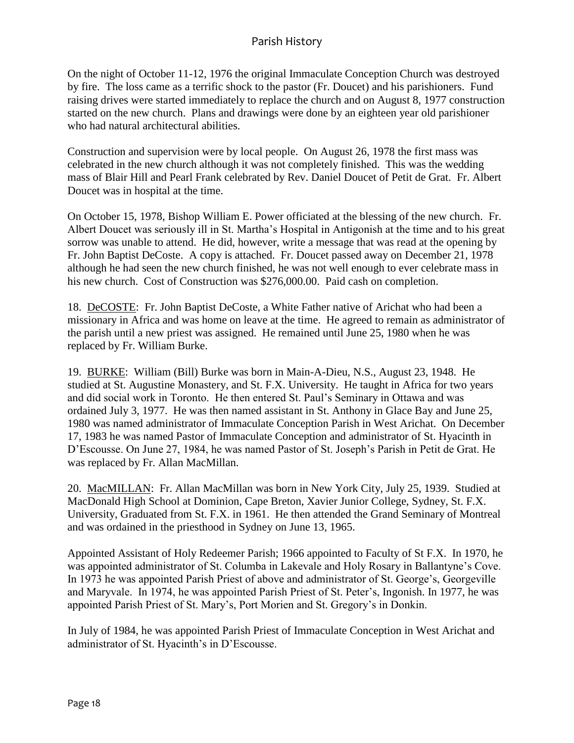On the night of October 11-12, 1976 the original Immaculate Conception Church was destroyed by fire. The loss came as a terrific shock to the pastor (Fr. Doucet) and his parishioners. Fund raising drives were started immediately to replace the church and on August 8, 1977 construction started on the new church. Plans and drawings were done by an eighteen year old parishioner who had natural architectural abilities.

Construction and supervision were by local people. On August 26, 1978 the first mass was celebrated in the new church although it was not completely finished. This was the wedding mass of Blair Hill and Pearl Frank celebrated by Rev. Daniel Doucet of Petit de Grat. Fr. Albert Doucet was in hospital at the time.

On October 15, 1978, Bishop William E. Power officiated at the blessing of the new church. Fr. Albert Doucet was seriously ill in St. Martha's Hospital in Antigonish at the time and to his great sorrow was unable to attend. He did, however, write a message that was read at the opening by Fr. John Baptist DeCoste. A copy is attached. Fr. Doucet passed away on December 21, 1978 although he had seen the new church finished, he was not well enough to ever celebrate mass in his new church. Cost of Construction was $276,000.00. Paid cash on completion.

18. <u>DeCOSTE</u>: Fr. John Baptist DeCoste, a White Father native of Arichat who had been a missionary in Africa and was home on leave at the time. He agreed to remain as administrator of the parish until a new priest was assigned. He remained until June 25, 1980 when he was replaced by Fr. William Burke.

19. <u>BURKE</u>: William (Bill) Burke was born in Main-A-Dieu, N.S., August 23, 1948. He studied at St. Augustine Monastery, and St. F.X. University. He taught in Africa for two years and did social work in Toronto. He then entered St. Paul's Seminary in Ottawa and was ordained July 3, 1977. He was then named assistant in St. Anthony in Glace Bay and June 25, 1980 was named administrator of Immaculate Conception Parish in West Arichat. On December 17, 1983 he was named Pastor of Immaculate Conception and administrator of St. Hyacinth in D'Escousse. On June 27, 1984, he was named Pastor of St. Joseph's Parish in Petit de Grat. He was replaced by Fr. Allan MacMillan.

20. <u>MacMILLAN</u>: Fr. Allan MacMillan was born in New York City, July 25, 1939. Studied at MacDonald High School at Dominion, Cape Breton, Xavier Junior College, Sydney, St. F.X. University, Graduated from St. F.X. in 1961. He then attended the Grand Seminary of Montreal and was ordained in the priesthood in Sydney on June 13, 1965.

Appointed Assistant of Holy Redeemer Parish; 1966 appointed to Faculty of St F.X. In 1970, he was appointed administrator of St. Columba in Lakevale and Holy Rosary in Ballantyne's Cove. In 1973 he was appointed Parish Priest of above and administrator of St. George's, Georgeville and Maryvale. In 1974, he was appointed Parish Priest of St. Peter's, Ingonish. In 1977, he was appointed Parish Priest of St. Mary's, Port Morien and St. Gregory's in Donkin.

In July of 1984, he was appointed Parish Priest of Immaculate Conception in West Arichat and administrator of St. Hyacinth's in D'Escousse.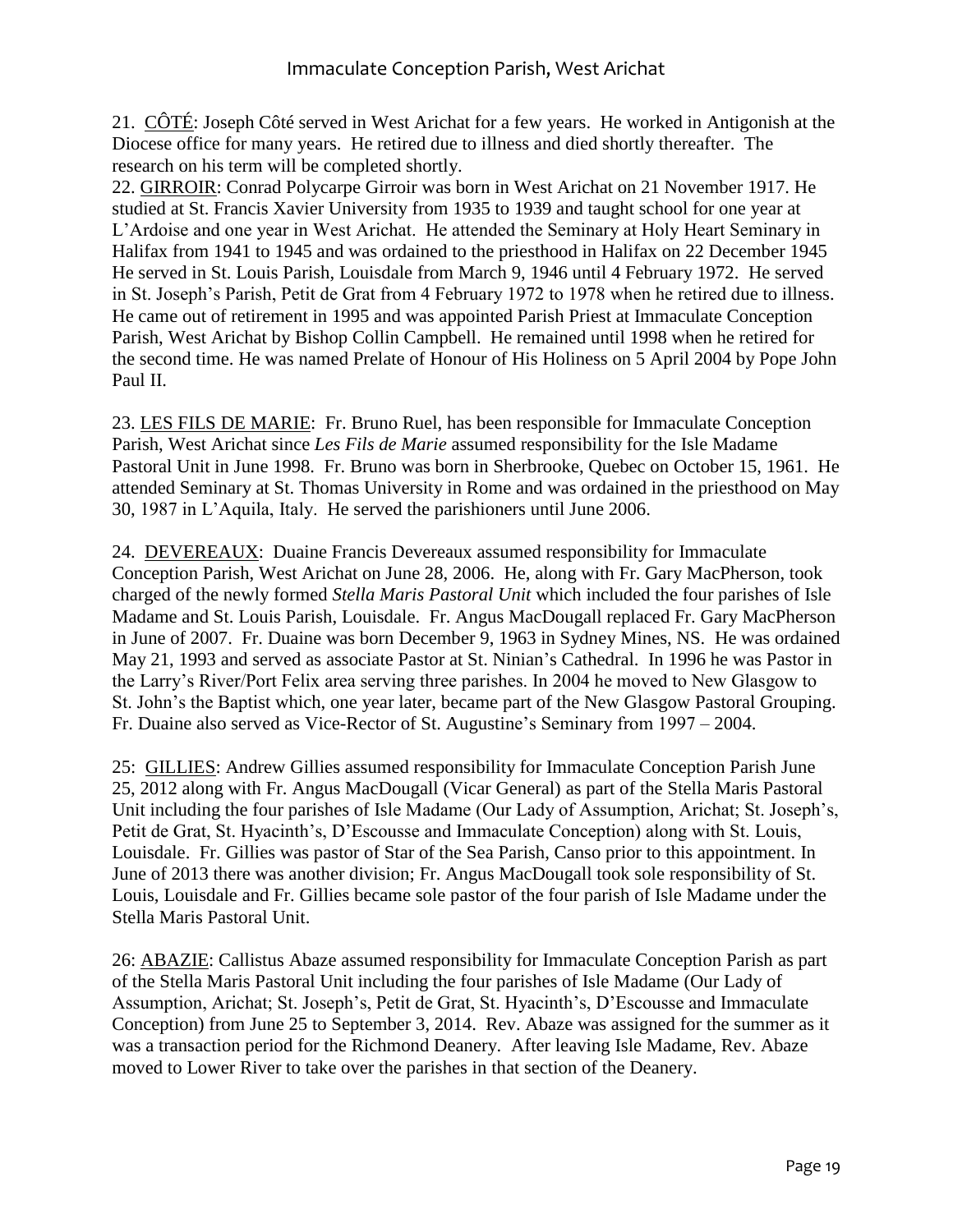21. <u>CÔTÉ</u>: Joseph Côté served in West Arichat for a few years. He worked in Antigonish at the Diocese office for many years. He retired due to illness and died shortly thereafter. The research on his term will be completed shortly.

22. <u>GIRROIR</u>: Conrad Polycarpe Girroir was born in West Arichat on 21 November 1917. He studied at St. Francis Xavier University from 1935 to 1939 and taught school for one year at L'Ardoise and one year in West Arichat. He attended the Seminary at Holy Heart Seminary in Halifax from 1941 to 1945 and was ordained to the priesthood in Halifax on 22 December 1945 He served in St. Louis Parish, Louisdale from March 9, 1946 until 4 February 1972. He served in St. Joseph's Parish, Petit de Grat from 4 February 1972 to 1978 when he retired due to illness. He came out of retirement in 1995 and was appointed Parish Priest at Immaculate Conception Parish, West Arichat by Bishop Collin Campbell. He remained until 1998 when he retired for the second time. He was named Prelate of Honour of His Holiness on 5 April 2004 by Pope John Paul II.

23. <u>LES FILS DE MARIE</u>: Fr. Bruno Ruel, has been responsible for Immaculate Conception Parish, West Arichat since *Les Fils de Marie* assumed responsibility for the Isle Madame Pastoral Unit in June 1998. Fr. Bruno was born in Sherbrooke, Quebec on October 15, 1961. He attended Seminary at St. Thomas University in Rome and was ordained in the priesthood on May 30, 1987 in L'Aquila, Italy. He served the parishioners until June 2006.

24. <u>DEVEREAUX</u>: Duaine Francis Devereaux assumed responsibility for Immaculate Conception Parish, West Arichat on June 28, 2006. He, along with Fr. Gary MacPherson, took charged of the newly formed *Stella Maris Pastoral Unit* which included the four parishes of Isle Madame and St. Louis Parish, Louisdale. Fr. Angus MacDougall replaced Fr. Gary MacPherson in June of 2007. Fr. Duaine was born December 9, 1963 in Sydney Mines, NS. He was ordained May 21, 1993 and served as associate Pastor at St. Ninian's Cathedral. In 1996 he was Pastor in the Larry's River/Port Felix area serving three parishes. In 2004 he moved to New Glasgow to St. John's the Baptist which, one year later, became part of the New Glasgow Pastoral Grouping. Fr. Duaine also served as Vice-Rector of St. Augustine's Seminary from 1997 – 2004.

25: <u>GILLIES</u>: Andrew Gillies assumed responsibility for Immaculate Conception Parish June 25, 2012 along with Fr. Angus MacDougall (Vicar General) as part of the Stella Maris Pastoral Unit including the four parishes of Isle Madame (Our Lady of Assumption, Arichat; St. Joseph's, Petit de Grat, St. Hyacinth's, D'Escousse and Immaculate Conception) along with St. Louis, Louisdale. Fr. Gillies was pastor of Star of the Sea Parish, Canso prior to this appointment. In June of 2013 there was another division; Fr. Angus MacDougall took sole responsibility of St. Louis, Louisdale and Fr. Gillies became sole pastor of the four parish of Isle Madame under the Stella Maris Pastoral Unit.

26: <u>ABAZIE</u>: Callistus Abaze assumed responsibility for Immaculate Conception Parish as part of the Stella Maris Pastoral Unit including the four parishes of Isle Madame (Our Lady of Assumption, Arichat; St. Joseph's, Petit de Grat, St. Hyacinth's, D'Escousse and Immaculate Conception) from June 25 to September 3, 2014. Rev. Abaze was assigned for the summer as it was a transaction period for the Richmond Deanery. After leaving Isle Madame, Rev. Abaze moved to Lower River to take over the parishes in that section of the Deanery.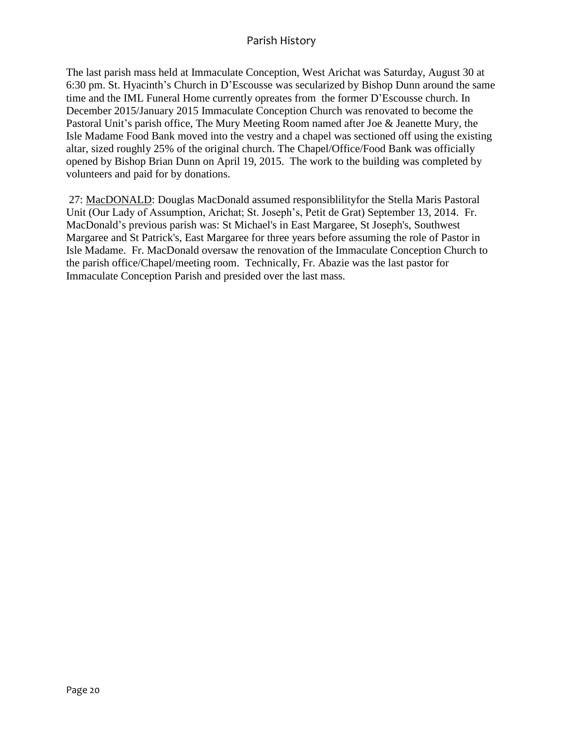The last parish mass held at Immaculate Conception, West Arichat was Saturday, August 30 at 6:30 pm. St. Hyacinth's Church in D'Escousse was secularized by Bishop Dunn around the same time and the IML Funeral Home currently opreates from the former D'Escousse church. In December 2015/January 2015 Immaculate Conception Church was renovated to become the Pastoral Unit's parish office, The Mury Meeting Room named after Joe & Jeanette Mury, the Isle Madame Food Bank moved into the vestry and a chapel was sectioned off using the existing altar, sized roughly 25% of the original church. The Chapel/Office/Food Bank was officially opened by Bishop Brian Dunn on April 19, 2015. The work to the building was completed by volunteers and paid for by donations.

27: <u>MacDONALD</u>: Douglas MacDonald assumed responsiblilityfor the Stella Maris Pastoral Unit (Our Lady of Assumption, Arichat; St. Joseph's, Petit de Grat) September 13, 2014. Fr. MacDonald's previous parish was: St Michael's in East Margaree, St Joseph's, Southwest Margaree and St Patrick's, East Margaree for three years before assuming the role of Pastor in Isle Madame. Fr. MacDonald oversaw the renovation of the Immaculate Conception Church to the parish office/Chapel/meeting room. Technically, Fr. Abazie was the last pastor for Immaculate Conception Parish and presided over the last mass.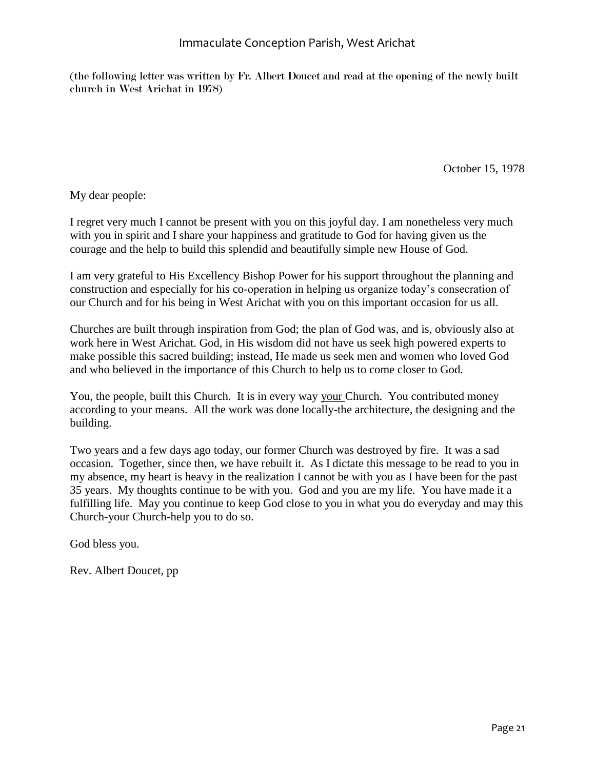(the following letter was written by Fr. Albert Doucet and read at the opening of the newly built church in West Arichat in 1978)

October 15, 1978

My dear people:

I regret very much I cannot be present with you on this joyful day. I am nonetheless very much with you in spirit and I share your happiness and gratitude to God for having given us the courage and the help to build this splendid and beautifully simple new House of God.

I am very grateful to His Excellency Bishop Power for his support throughout the planning and construction and especially for his co-operation in helping us organize today's consecration of our Church and for his being in West Arichat with you on this important occasion for us all.

Churches are built through inspiration from God; the plan of God was, and is, obviously also at work here in West Arichat. God, in His wisdom did not have us seek high powered experts to make possible this sacred building; instead, He made us seek men and women who loved God and who believed in the importance of this Church to help us to come closer to God.

You, the people, built this Church. It is in every way <u>your</u> Church. You contributed money according to your means. All the work was done locally-the architecture, the designing and the building.

Two years and a few days ago today, our former Church was destroyed by fire. It was a sad occasion. Together, since then, we have rebuilt it. As I dictate this message to be read to you in my absence, my heart is heavy in the realization I cannot be with you as I have been for the past 35 years. My thoughts continue to be with you. God and you are my life. You have made it a fulfilling life. May you continue to keep God close to you in what you do everyday and may this Church-your Church-help you to do so.

God bless you.

Rev. Albert Doucet, pp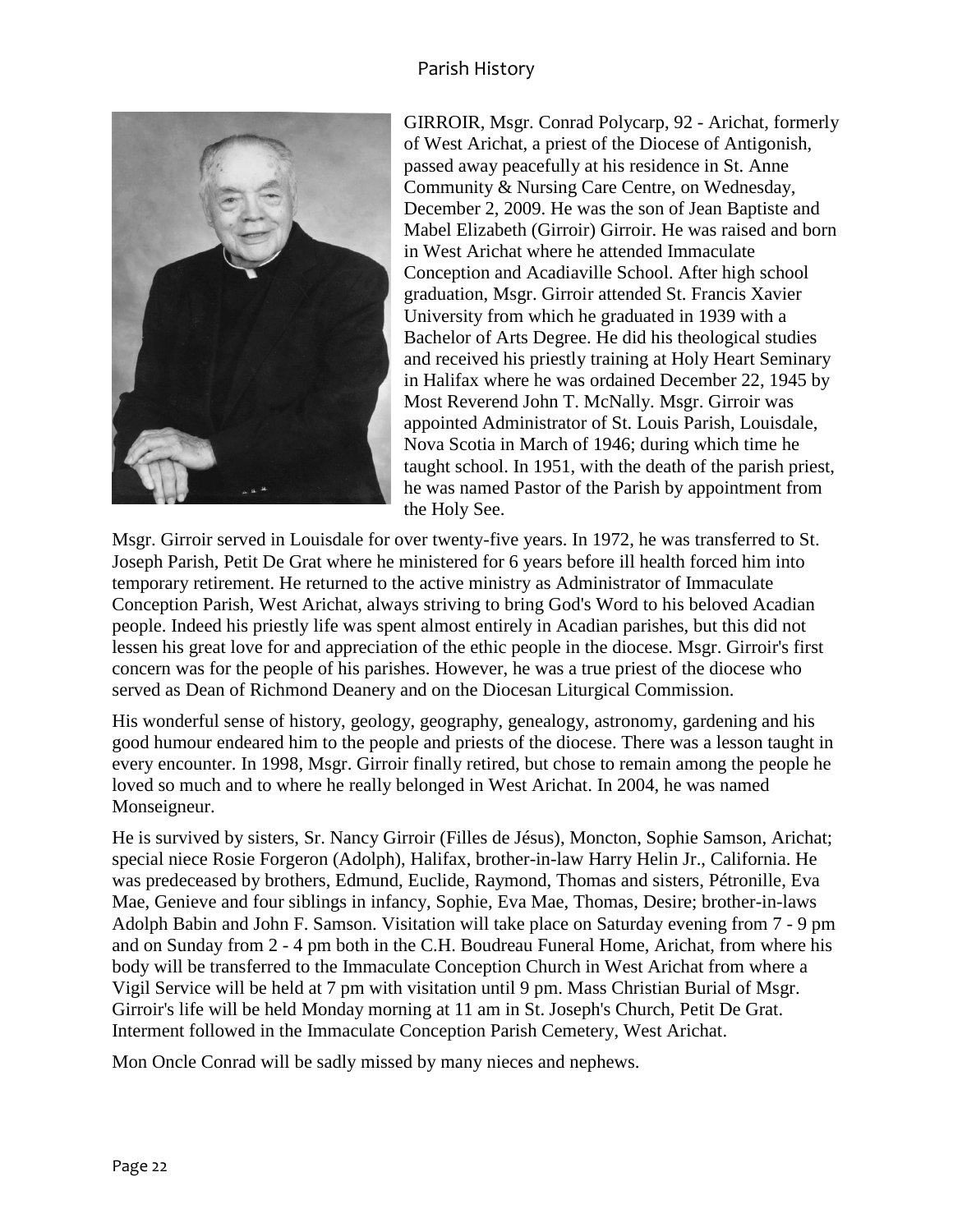GIRROIR, Msgr. Conrad Polycarp, 92 - Arichat, formerly of West Arichat, a priest of the Diocese of Antigonish, passed away peacefully at his residence in St. Anne Community & Nursing Care Centre, on Wednesday, December 2, 2009. He was the son of Jean Baptiste and Mabel Elizabeth (Girroir) Girroir. He was raised and born in West Arichat where he attended Immaculate Conception and Acadiaville School. After high school graduation, Msgr. Girroir attended St. Francis Xavier University from which he graduated in 1939 with a Bachelor of Arts Degree. He did his theological studies and received his priestly training at Holy Heart Seminary in Halifax where he was ordained December 22, 1945 by Most Reverend John T. McNally. Msgr. Girroir was appointed Administrator of St. Louis Parish, Louisdale, Nova Scotia in March of 1946; during which time he taught school. In 1951, with the death of the parish priest, he was named Pastor of the Parish by appointment from the Holy See.

Msgr. Girroir served in Louisdale for over twenty-five years. In 1972, he was transferred to St. Joseph Parish, Petit De Grat where he ministered for 6 years before ill health forced him into temporary retirement. He returned to the active ministry as Administrator of Immaculate Conception Parish, West Arichat, always striving to bring God's Word to his beloved Acadian people. Indeed his priestly life was spent almost entirely in Acadian parishes, but this did not lessen his great love for and appreciation of the ethic people in the diocese. Msgr. Girroir's first concern was for the people of his parishes. However, he was a true priest of the diocese who served as Dean of Richmond Deanery and on the Diocesan Liturgical Commission.

His wonderful sense of history, geology, geography, genealogy, astronomy, gardening and his good humour endeared him to the people and priests of the diocese. There was a lesson taught in every encounter. In 1998, Msgr. Girroir finally retired, but chose to remain among the people he loved so much and to where he really belonged in West Arichat. In 2004, he was named Monseigneur.

He is survived by sisters, Sr. Nancy Girroir (Filles de Jésus), Moncton, Sophie Samson, Arichat; special niece Rosie Forgeron (Adolph), Halifax, brother-in-law Harry Helin Jr., California. He was predeceased by brothers, Edmund, Euclide, Raymond, Thomas and sisters, Pétronille, Eva Mae, Genieve and four siblings in infancy, Sophie, Eva Mae, Thomas, Desire; brother-in-laws Adolph Babin and John F. Samson. Visitation will take place on Saturday evening from 7 - 9 pm and on Sunday from 2 - 4 pm both in the C.H. Boudreau Funeral Home, Arichat, from where his body will be transferred to the Immaculate Conception Church in West Arichat from where a Vigil Service will be held at 7 pm with visitation until 9 pm. Mass Christian Burial of Msgr. Girroir's life will be held Monday morning at 11 am in St. Joseph's Church, Petit De Grat. Interment followed in the Immaculate Conception Parish Cemetery, West Arichat.

Mon Oncle Conrad will be sadly missed by many nieces and nephews.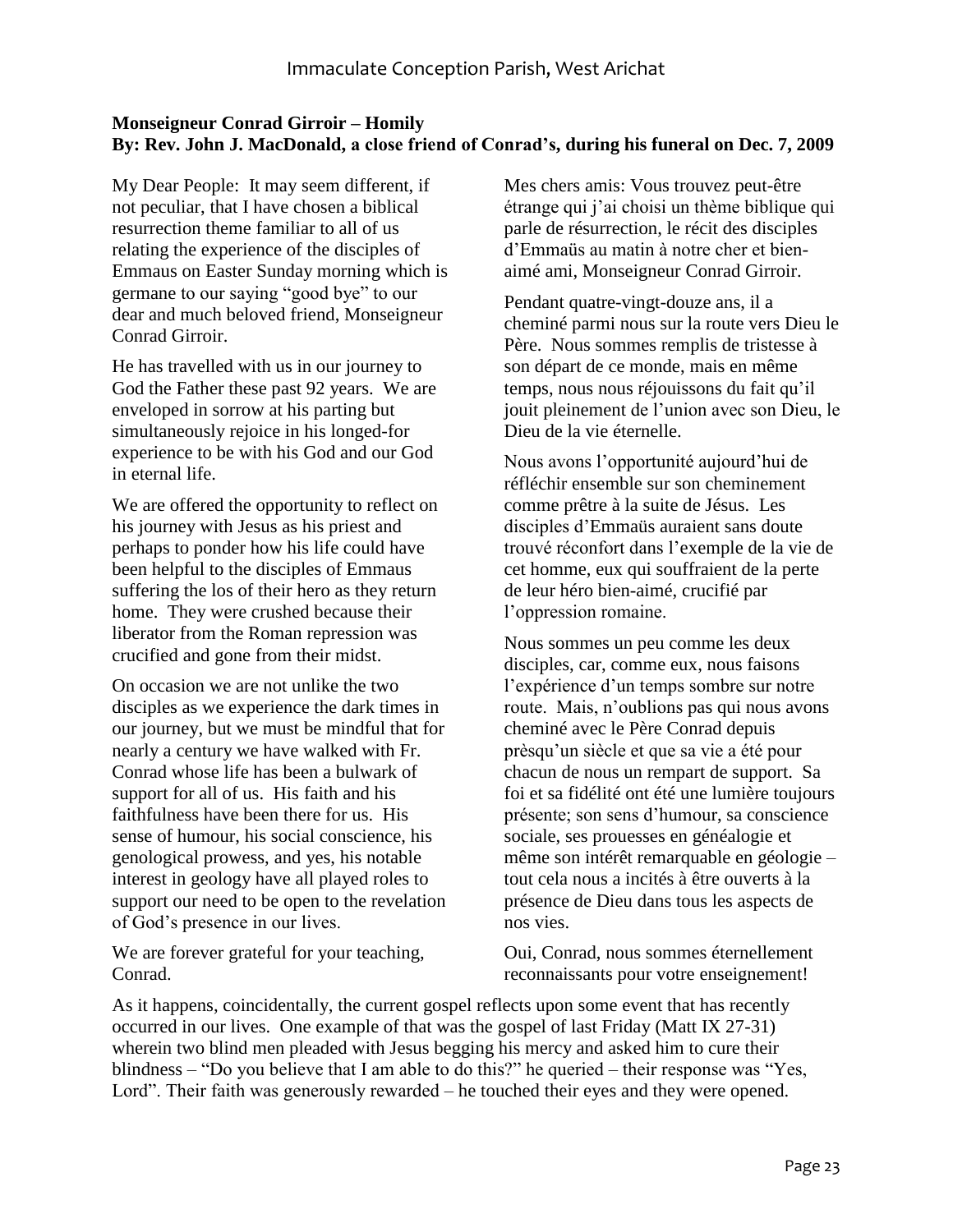**Monseigneur Conrad Girroir – Homily**
**By: Rev. John J. MacDonald, a close friend of Conrad's, during his funeral on Dec. 7, 2009**

My Dear People: It may seem different, if not peculiar, that I have chosen a biblical resurrection theme familiar to all of us relating the experience of the disciples of Emmaus on Easter Sunday morning which is germane to our saying "good bye" to our dear and much beloved friend, Monseigneur Conrad Girroir.

He has travelled with us in our journey to God the Father these past 92 years. We are enveloped in sorrow at his parting but simultaneously rejoice in his longed-for experience to be with his God and our God in eternal life.

We are offered the opportunity to reflect on his journey with Jesus as his priest and perhaps to ponder how his life could have been helpful to the disciples of Emmaus suffering the los of their hero as they return home. They were crushed because their liberator from the Roman repression was crucified and gone from their midst.

On occasion we are not unlike the two disciples as we experience the dark times in our journey, but we must be mindful that for nearly a century we have walked with Fr. Conrad whose life has been a bulwark of support for all of us. His faith and his faithfulness have been there for us. His sense of humour, his social conscience, his genological prowess, and yes, his notable interest in geology have all played roles to support our need to be open to the revelation of God's presence in our lives.

We are forever grateful for your teaching, Conrad.

Mes chers amis: Vous trouvez peut-être étrange qui j'ai choisi un thème biblique qui parle de résurrection, le récit des disciples d'Emmaüs au matin à notre cher et bien-aimé ami, Monseigneur Conrad Girroir.

Pendant quatre-vingt-douze ans, il a cheminé parmi nous sur la route vers Dieu le Père. Nous sommes remplis de tristesse à son départ de ce monde, mais en même temps, nous nous réjouissons du fait qu'il jouit pleinement de l'union avec son Dieu, le Dieu de la vie éternelle.

Nous avons l'opportunité aujourd'hui de réfléchir ensemble sur son cheminement comme prêtre à la suite de Jésus. Les disciples d'Emmaüs auraient sans doute trouvé réconfort dans l'exemple de la vie de cet homme, eux qui souffraient de la perte de leur héro bien-aimé, crucifié par l'oppression romaine.

Nous sommes un peu comme les deux disciples, car, comme eux, nous faisons l'expérience d'un temps sombre sur notre route. Mais, n'oublions pas qui nous avons cheminé avec le Père Conrad depuis prèsqu'un siècle et que sa vie a été pour chacun de nous un rempart de support. Sa foi et sa fidélité ont été une lumière toujours présente; son sens d'humour, sa conscience sociale, ses prouesses en généalogie et même son intérêt remarquable en géologie – tout cela nous a incités à être ouverts à la présence de Dieu dans tous les aspects de nos vies.

Oui, Conrad, nous sommes éternellement reconnaissants pour votre enseignement!

As it happens, coincidentally, the current gospel reflects upon some event that has recently occurred in our lives. One example of that was the gospel of last Friday (Matt IX 27-31) wherein two blind men pleaded with Jesus begging his mercy and asked him to cure their blindness – "Do you believe that I am able to do this?" he queried – their response was "Yes, Lord". Their faith was generously rewarded – he touched their eyes and they were opened.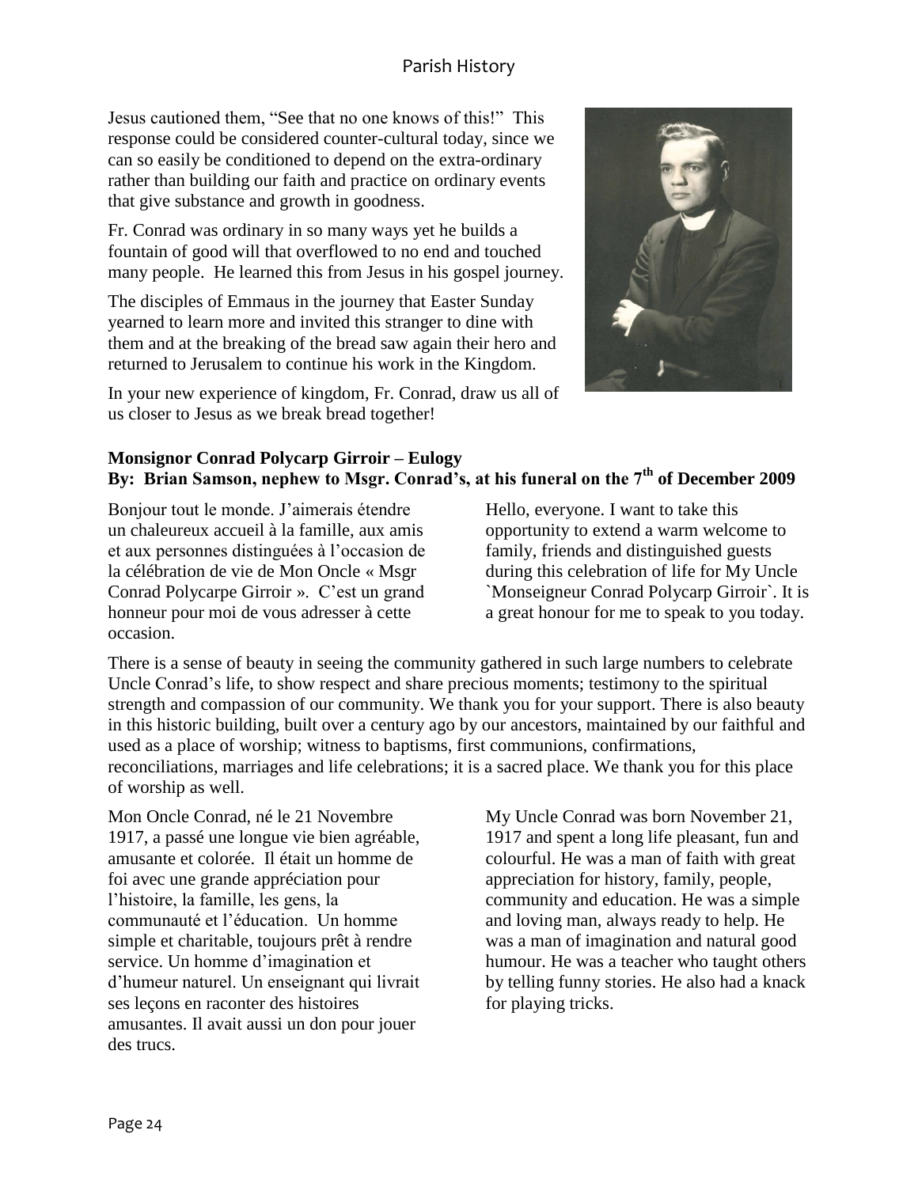Jesus cautioned them, “See that no one knows of this!” This response could be considered counter-cultural today, since we can so easily be conditioned to depend on the extra-ordinary rather than building our faith and practice on ordinary events that give substance and growth in goodness.

Fr. Conrad was ordinary in so many ways yet he builds a fountain of good will that overflowed to no end and touched many people. He learned this from Jesus in his gospel journey.

The disciples of Emmaus in the journey that Easter Sunday yearned to learn more and invited this stranger to dine with them and at the breaking of the bread saw again their hero and returned to Jerusalem to continue his work in the Kingdom.

In your new experience of kingdom, Fr. Conrad, draw us all of us closer to Jesus as we break bread together!

**Monsignor Conrad Polycarp Girroir – Eulogy**
**By: Brian Samson, nephew to Msgr. Conrad’s, at his funeral on the 7th of December 2009**

Bonjour tout le monde. J’aimerais étendre un chaleureux accueil à la famille, aux amis et aux personnes distinguées à l’occasion de la célébration de vie de Mon Oncle « Msgr Conrad Polycarpe Girroir ». C’est un grand honneur pour moi de vous adresser à cette occasion.

Hello, everyone. I want to take this opportunity to extend a warm welcome to family, friends and distinguished guests during this celebration of life for My Uncle `Monseigneur Conrad Polycarp Girroir`. It is a great honour for me to speak to you today.

There is a sense of beauty in seeing the community gathered in such large numbers to celebrate Uncle Conrad’s life, to show respect and share precious moments; testimony to the spiritual strength and compassion of our community. We thank you for your support. There is also beauty in this historic building, built over a century ago by our ancestors, maintained by our faithful and used as a place of worship; witness to baptisms, first communions, confirmations, reconciliations, marriages and life celebrations; it is a sacred place. We thank you for this place of worship as well.

Mon Oncle Conrad, né le 21 Novembre 1917, a passé une longue vie bien agréable, amusante et colorée. Il était un homme de foi avec une grande appréciation pour l’histoire, la famille, les gens, la communauté et l’éducation. Un homme simple et charitable, toujours prêt à rendre service. Un homme d’imagination et d’humeur naturel. Un enseignant qui livrait ses leçons en raconter des histoires amusantes. Il avait aussi un don pour jouer des trucs.

My Uncle Conrad was born November 21, 1917 and spent a long life pleasant, fun and colourful. He was a man of faith with great appreciation for history, family, people, community and education. He was a simple and loving man, always ready to help. He was a man of imagination and natural good humour. He was a teacher who taught others by telling funny stories. He also had a knack for playing tricks.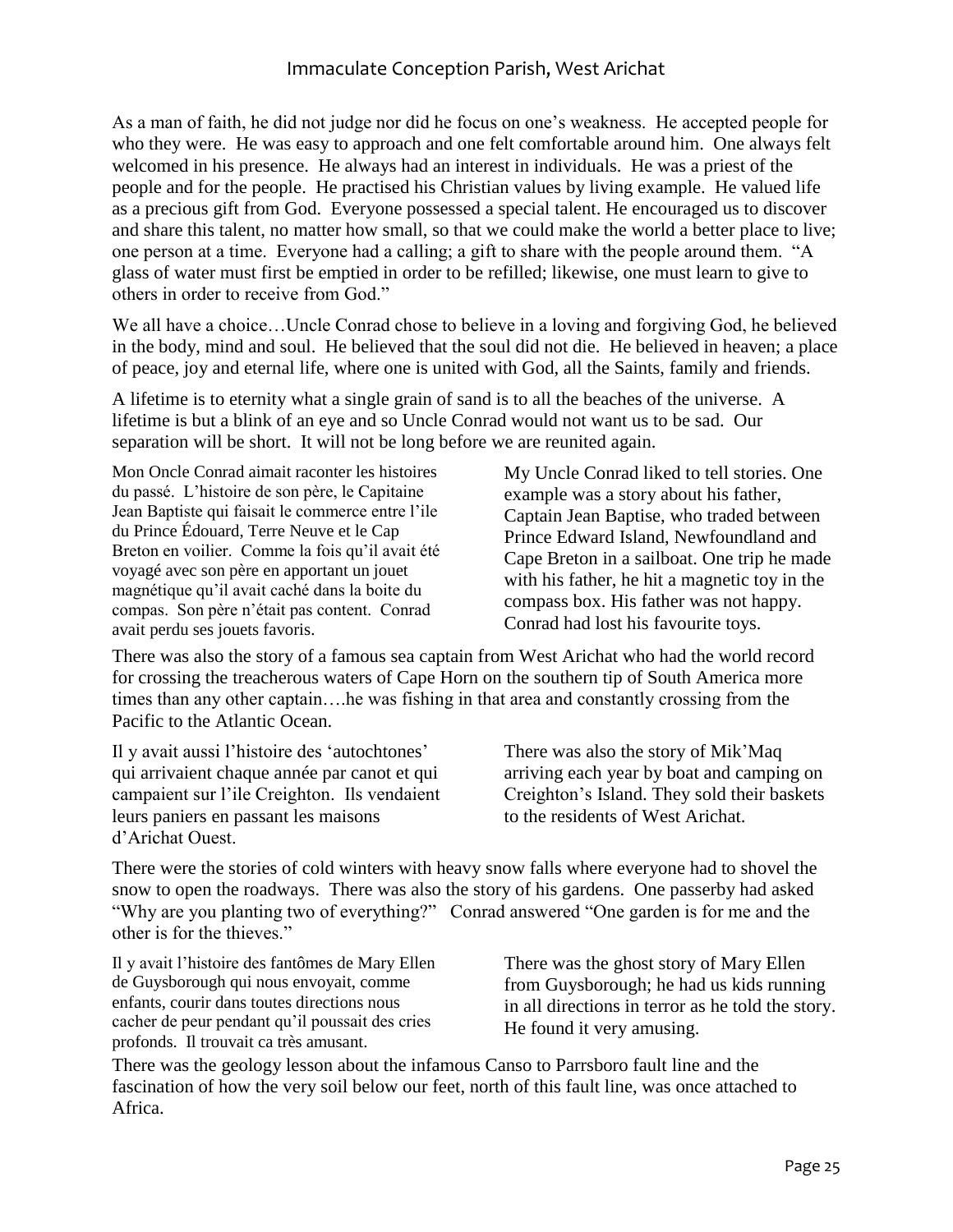As a man of faith, he did not judge nor did he focus on one's weakness. He accepted people for who they were. He was easy to approach and one felt comfortable around him. One always felt welcomed in his presence. He always had an interest in individuals. He was a priest of the people and for the people. He practised his Christian values by living example. He valued life as a precious gift from God. Everyone possessed a special talent. He encouraged us to discover and share this talent, no matter how small, so that we could make the world a better place to live; one person at a time. Everyone had a calling; a gift to share with the people around them. "A glass of water must first be emptied in order to be refilled; likewise, one must learn to give to others in order to receive from God."

We all have a choice…Uncle Conrad chose to believe in a loving and forgiving God, he believed in the body, mind and soul. He believed that the soul did not die. He believed in heaven; a place of peace, joy and eternal life, where one is united with God, all the Saints, family and friends.

A lifetime is to eternity what a single grain of sand is to all the beaches of the universe. A lifetime is but a blink of an eye and so Uncle Conrad would not want us to be sad. Our separation will be short. It will not be long before we are reunited again.

Mon Oncle Conrad aimait raconter les histoires du passé. L'histoire de son père, le Capitaine Jean Baptiste qui faisait le commerce entre l'ile du Prince Édouard, Terre Neuve et le Cap Breton en voilier. Comme la fois qu'il avait été voyagé avec son père en apportant un jouet magnétique qu'il avait caché dans la boite du compas. Son père n'était pas content. Conrad avait perdu ses jouets favoris.

My Uncle Conrad liked to tell stories. One example was a story about his father, Captain Jean Baptise, who traded between Prince Edward Island, Newfoundland and Cape Breton in a sailboat. One trip he made with his father, he hit a magnetic toy in the compass box. His father was not happy. Conrad had lost his favourite toys.

There was also the story of a famous sea captain from West Arichat who had the world record for crossing the treacherous waters of Cape Horn on the southern tip of South America more times than any other captain….he was fishing in that area and constantly crossing from the Pacific to the Atlantic Ocean.

Il y avait aussi l'histoire des 'autochtones' qui arrivaient chaque année par canot et qui campaient sur l'ile Creighton. Ils vendaient leurs paniers en passant les maisons d'Arichat Ouest.

There was also the story of Mik'Maq arriving each year by boat and camping on Creighton's Island. They sold their baskets to the residents of West Arichat.

There were the stories of cold winters with heavy snow falls where everyone had to shovel the snow to open the roadways. There was also the story of his gardens. One passerby had asked "Why are you planting two of everything?" Conrad answered "One garden is for me and the other is for the thieves."

Il y avait l'histoire des fantômes de Mary Ellen de Guysborough qui nous envoyait, comme enfants, courir dans toutes directions nous cacher de peur pendant qu'il poussait des cries profonds. Il trouvait ca très amusant.

There was the ghost story of Mary Ellen from Guysborough; he had us kids running in all directions in terror as he told the story. He found it very amusing.

There was the geology lesson about the infamous Canso to Parrsboro fault line and the fascination of how the very soil below our feet, north of this fault line, was once attached to Africa.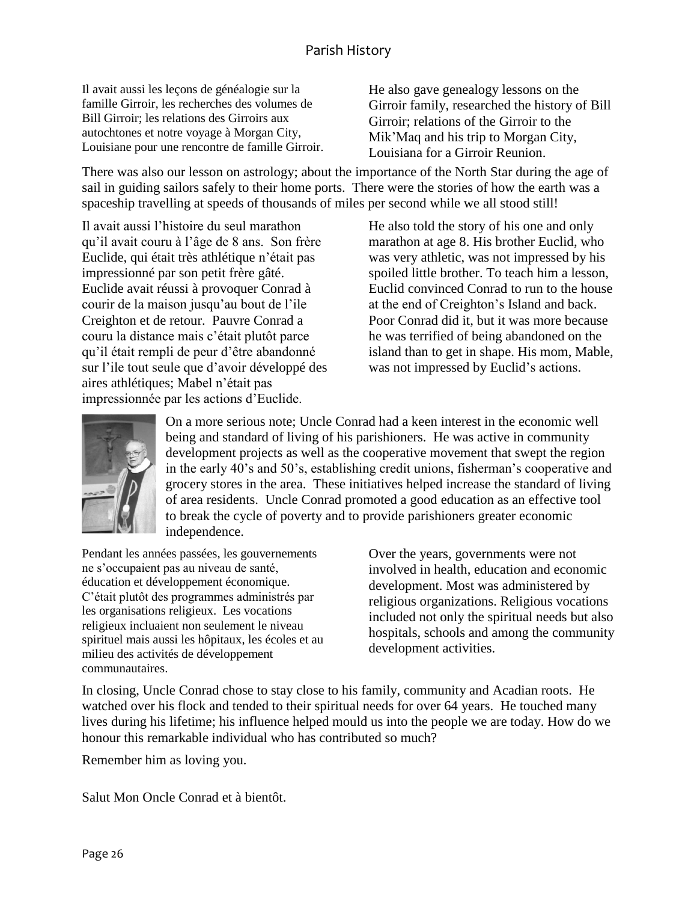Il avait aussi les leçons de généalogie sur la famille Girroir, les recherches des volumes de Bill Girroir; les relations des Girroirs aux autochtones et notre voyage à Morgan City, Louisiane pour une rencontre de famille Girroir.

He also gave genealogy lessons on the Girroir family, researched the history of Bill Girroir; relations of the Girroir to the Mik'Maq and his trip to Morgan City, Louisiana for a Girroir Reunion.

There was also our lesson on astrology; about the importance of the North Star during the age of sail in guiding sailors safely to their home ports. There were the stories of how the earth was a spaceship travelling at speeds of thousands of miles per second while we all stood still!

Il avait aussi l'histoire du seul marathon qu'il avait couru à l'âge de 8 ans. Son frère Euclide, qui était très athlétique n'était pas impressionné par son petit frère gâté. Euclide avait réussi à provoquer Conrad à courir de la maison jusqu'au bout de l'ile Creighton et de retour. Pauvre Conrad a couru la distance mais c'était plutôt parce qu'il était rempli de peur d'être abandonné sur l'ile tout seule que d'avoir développé des aires athlétiques; Mabel n'était pas impressionnée par les actions d'Euclide.

He also told the story of his one and only marathon at age 8. His brother Euclid, who was very athletic, was not impressed by his spoiled little brother. To teach him a lesson, Euclid convinced Conrad to run to the house at the end of Creighton's Island and back. Poor Conrad did it, but it was more because he was terrified of being abandoned on the island than to get in shape. His mom, Mable, was not impressed by Euclid's actions.

On a more serious note; Uncle Conrad had a keen interest in the economic well being and standard of living of his parishioners. He was active in community development projects as well as the cooperative movement that swept the region in the early 40's and 50's, establishing credit unions, fisherman's cooperative and grocery stores in the area. These initiatives helped increase the standard of living of area residents. Uncle Conrad promoted a good education as an effective tool to break the cycle of poverty and to provide parishioners greater economic independence.

Pendant les années passées, les gouvernements ne s'occupaient pas au niveau de santé, éducation et développement économique. C'était plutôt des programmes administrés par les organisations religieux. Les vocations religieux incluaient non seulement le niveau spirituel mais aussi les hôpitaux, les écoles et au milieu des activités de développement communautaires.

Over the years, governments were not involved in health, education and economic development. Most was administered by religious organizations. Religious vocations included not only the spiritual needs but also hospitals, schools and among the community development activities.

In closing, Uncle Conrad chose to stay close to his family, community and Acadian roots. He watched over his flock and tended to their spiritual needs for over 64 years. He touched many lives during his lifetime; his influence helped mould us into the people we are today. How do we honour this remarkable individual who has contributed so much?

Remember him as loving you.

Salut Mon Oncle Conrad et à bientôt.